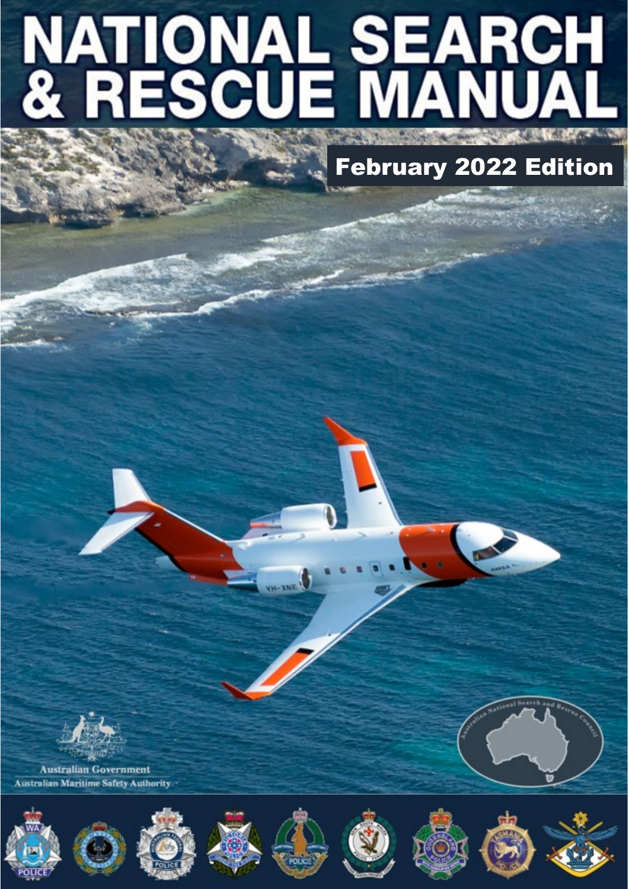# NATIONAL SEARCH & RESCUE MANUAL

February 2022 Edition

Australian Government

Australian Maritime Safety Authority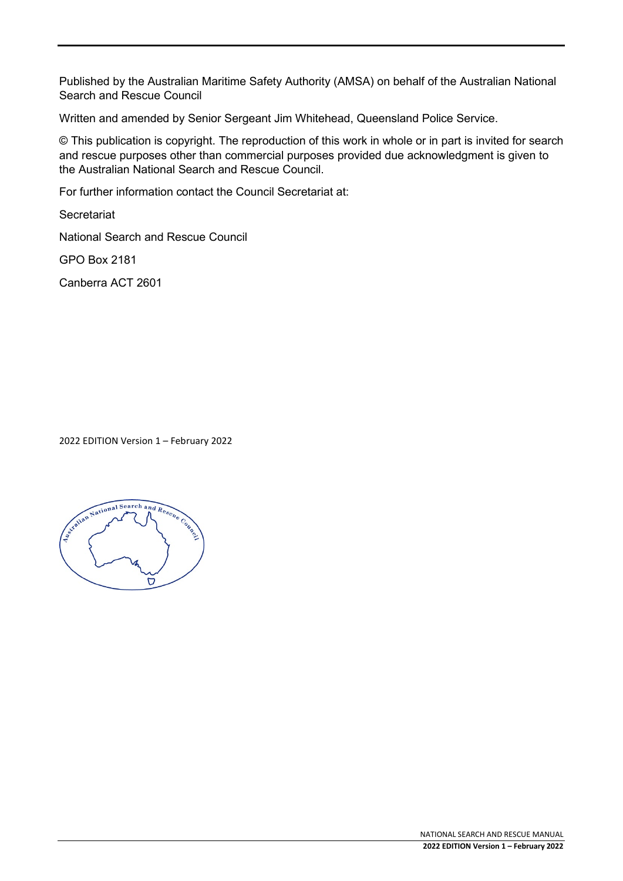Published by the Australian Maritime Safety Authority (AMSA) on behalf of the Australian National Search and Rescue Council

Written and amended by Senior Sergeant Jim Whitehead, Queensland Police Service.

© This publication is copyright. The reproduction of this work in whole or in part is invited for search and rescue purposes other than commercial purposes provided due acknowledgment is given to the Australian National Search and Rescue Council.

For further information contact the Council Secretariat at:

Secretariat

National Search and Rescue Council

GPO Box 2181

Canberra ACT 2601

2022 EDITION Version 1 – February 2022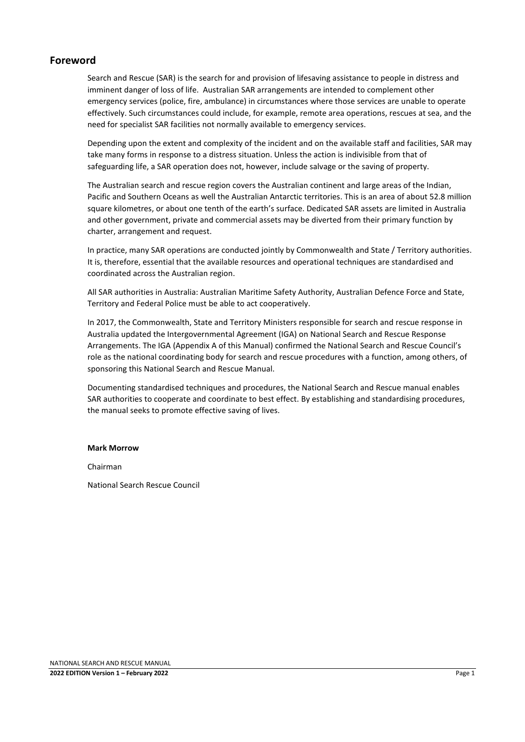# Foreword

Search and Rescue (SAR) is the search for and provision of lifesaving assistance to people in distress and imminent danger of loss of life. Australian SAR arrangements are intended to complement other emergency services (police, fire, ambulance) in circumstances where those services are unable to operate effectively. Such circumstances could include, for example, remote area operations, rescues at sea, and the need for specialist SAR facilities not normally available to emergency services.

Depending upon the extent and complexity of the incident and on the available staff and facilities, SAR may take many forms in response to a distress situation. Unless the action is indivisible from that of safeguarding life, a SAR operation does not, however, include salvage or the saving of property.

The Australian search and rescue region covers the Australian continent and large areas of the Indian, Pacific and Southern Oceans as well the Australian Antarctic territories. This is an area of about 52.8 million square kilometres, or about one tenth of the earth's surface. Dedicated SAR assets are limited in Australia and other government, private and commercial assets may be diverted from their primary function by charter, arrangement and request.

In practice, many SAR operations are conducted jointly by Commonwealth and State / Territory authorities. It is, therefore, essential that the available resources and operational techniques are standardised and coordinated across the Australian region.

All SAR authorities in Australia: Australian Maritime Safety Authority, Australian Defence Force and State, Territory and Federal Police must be able to act cooperatively.

In 2017, the Commonwealth, State and Territory Ministers responsible for search and rescue response in Australia updated the Intergovernmental Agreement (IGA) on National Search and Rescue Response Arrangements. The IGA (Appendix A of this Manual) confirmed the National Search and Rescue Council's role as the national coordinating body for search and rescue procedures with a function, among others, of sponsoring this National Search and Rescue Manual.

Documenting standardised techniques and procedures, the National Search and Rescue manual enables SAR authorities to cooperate and coordinate to best effect. By establishing and standardising procedures, the manual seeks to promote effective saving of lives.

**Mark Morrow**

Chairman

National Search Rescue Council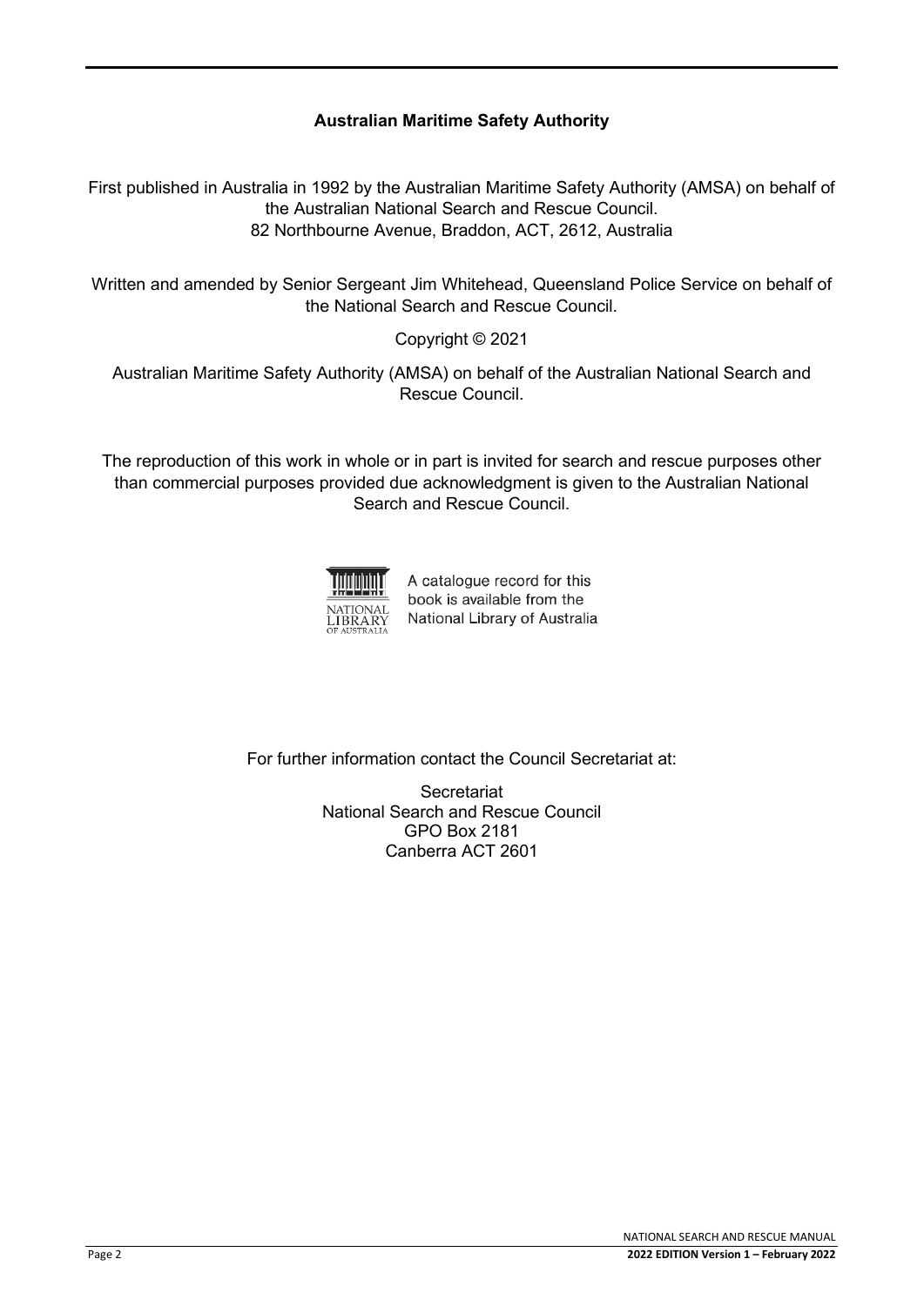**Australian Maritime Safety Authority**

First published in Australia in 1992 by the Australian Maritime Safety Authority (AMSA) on behalf of the Australian National Search and Rescue Council.
82 Northbourne Avenue, Braddon, ACT, 2612, Australia

Written and amended by Senior Sergeant Jim Whitehead, Queensland Police Service on behalf of the National Search and Rescue Council.

Copyright © 2021

Australian Maritime Safety Authority (AMSA) on behalf of the Australian National Search and Rescue Council.

The reproduction of this work in whole or in part is invited for search and rescue purposes other than commercial purposes provided due acknowledgment is given to the Australian National Search and Rescue Council.

NATIONAL LIBRARY OF AUSTRALIA

A catalogue record for this book is available from the National Library of Australia

For further information contact the Council Secretariat at:

Secretariat
National Search and Rescue Council
GPO Box 2181
Canberra ACT 2601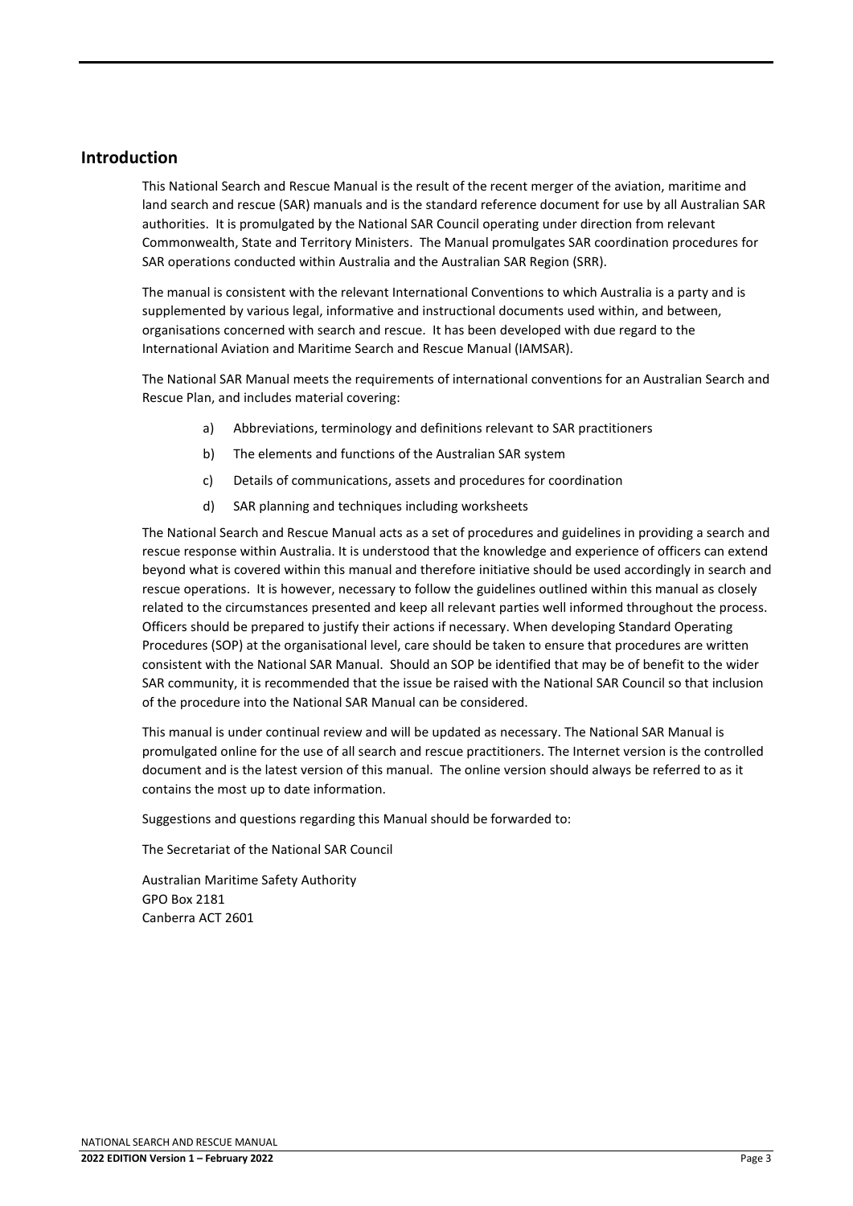## Introduction

This National Search and Rescue Manual is the result of the recent merger of the aviation, maritime and land search and rescue (SAR) manuals and is the standard reference document for use by all Australian SAR authorities. It is promulgated by the National SAR Council operating under direction from relevant Commonwealth, State and Territory Ministers. The Manual promulgates SAR coordination procedures for SAR operations conducted within Australia and the Australian SAR Region (SRR).

The manual is consistent with the relevant International Conventions to which Australia is a party and is supplemented by various legal, informative and instructional documents used within, and between, organisations concerned with search and rescue. It has been developed with due regard to the International Aviation and Maritime Search and Rescue Manual (IAMSAR).

The National SAR Manual meets the requirements of international conventions for an Australian Search and Rescue Plan, and includes material covering:

a) Abbreviations, terminology and definitions relevant to SAR practitioners

b) The elements and functions of the Australian SAR system

c) Details of communications, assets and procedures for coordination

d) SAR planning and techniques including worksheets

The National Search and Rescue Manual acts as a set of procedures and guidelines in providing a search and rescue response within Australia. It is understood that the knowledge and experience of officers can extend beyond what is covered within this manual and therefore initiative should be used accordingly in search and rescue operations. It is however, necessary to follow the guidelines outlined within this manual as closely related to the circumstances presented and keep all relevant parties well informed throughout the process. Officers should be prepared to justify their actions if necessary. When developing Standard Operating Procedures (SOP) at the organisational level, care should be taken to ensure that procedures are written consistent with the National SAR Manual. Should an SOP be identified that may be of benefit to the wider SAR community, it is recommended that the issue be raised with the National SAR Council so that inclusion of the procedure into the National SAR Manual can be considered.

This manual is under continual review and will be updated as necessary. The National SAR Manual is promulgated online for the use of all search and rescue practitioners. The Internet version is the controlled document and is the latest version of this manual. The online version should always be referred to as it contains the most up to date information.

Suggestions and questions regarding this Manual should be forwarded to:

The Secretariat of the National SAR Council

Australian Maritime Safety Authority
GPO Box 2181
Canberra ACT 2601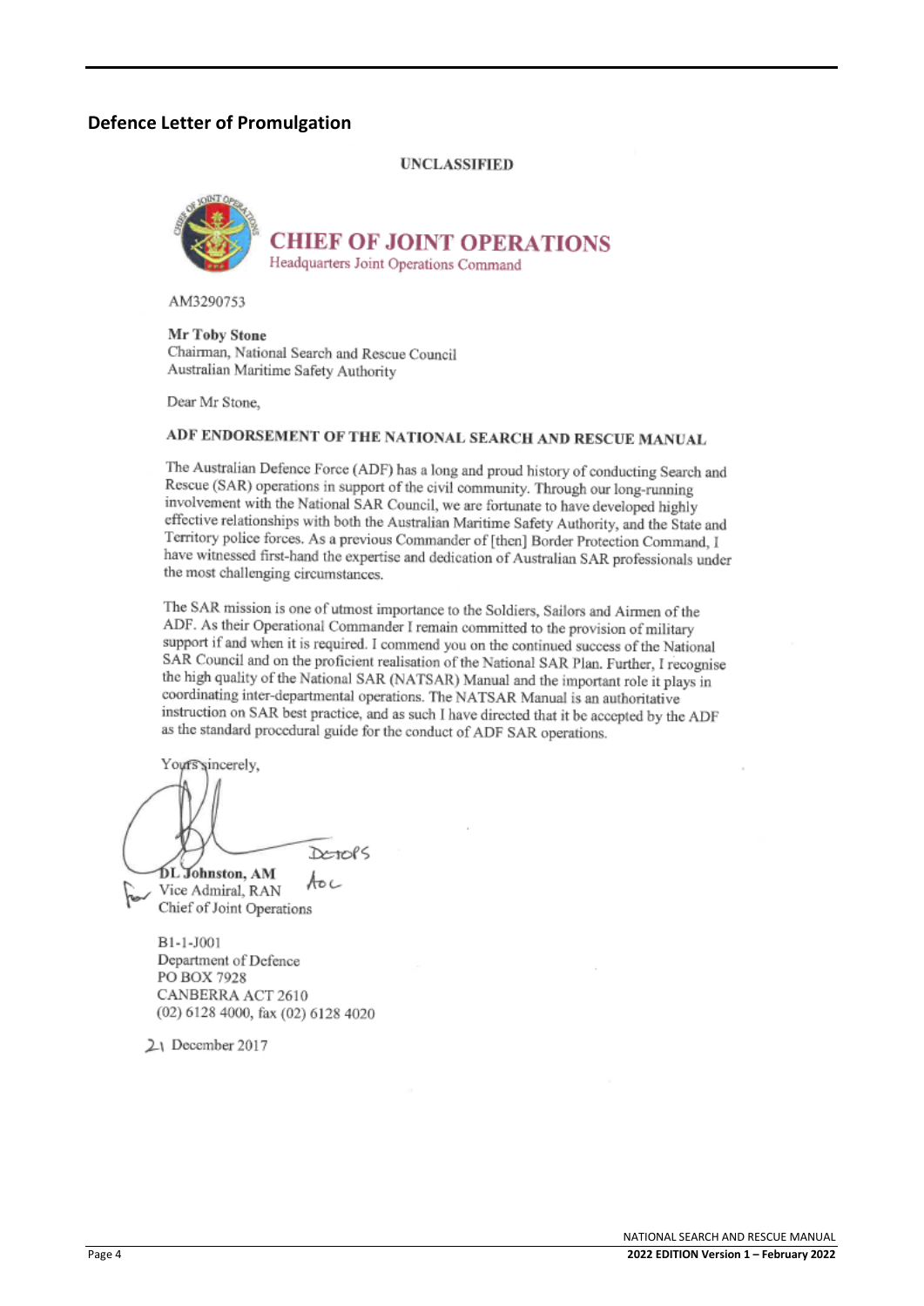## Defence Letter of Promulgation

UNCLASSIFIED

**CHIEF OF JOINT OPERATIONS**
Headquarters Joint Operations Command

AM3290753

**Mr Toby Stone**
Chairman, National Search and Rescue Council
Australian Maritime Safety Authority

Dear Mr Stone,

**ADF ENDORSEMENT OF THE NATIONAL SEARCH AND RESCUE MANUAL**

The Australian Defence Force (ADF) has a long and proud history of conducting Search and Rescue (SAR) operations in support of the civil community. Through our long-running involvement with the National SAR Council, we are fortunate to have developed highly effective relationships with both the Australian Maritime Safety Authority, and the State and Territory police forces. As a previous Commander of [then] Border Protection Command, I have witnessed first-hand the expertise and dedication of Australian SAR professionals under the most challenging circumstances.

The SAR mission is one of utmost importance to the Soldiers, Sailors and Airmen of the ADF. As their Operational Commander I remain committed to the provision of military support if and when it is required. I commend you on the continued success of the National SAR Council and on the proficient realisation of the National SAR Plan. Further, I recognise the high quality of the National SAR (NATSAR) Manual and the important role it plays in coordinating inter-departmental operations. The NATSAR Manual is an authoritative instruction on SAR best practice, and as such I have directed that it be accepted by the ADF as the standard procedural guide for the conduct of ADF SAR operations.

Yours sincerely,

For DCJOPS ACJOC

**DL Johnston, AM**
Vice Admiral, RAN
Chief of Joint Operations

B1-1-J001
Department of Defence
PO BOX 7928
CANBERRA ACT 2610
(02) 6128 4000, fax (02) 6128 4020

21 December 2017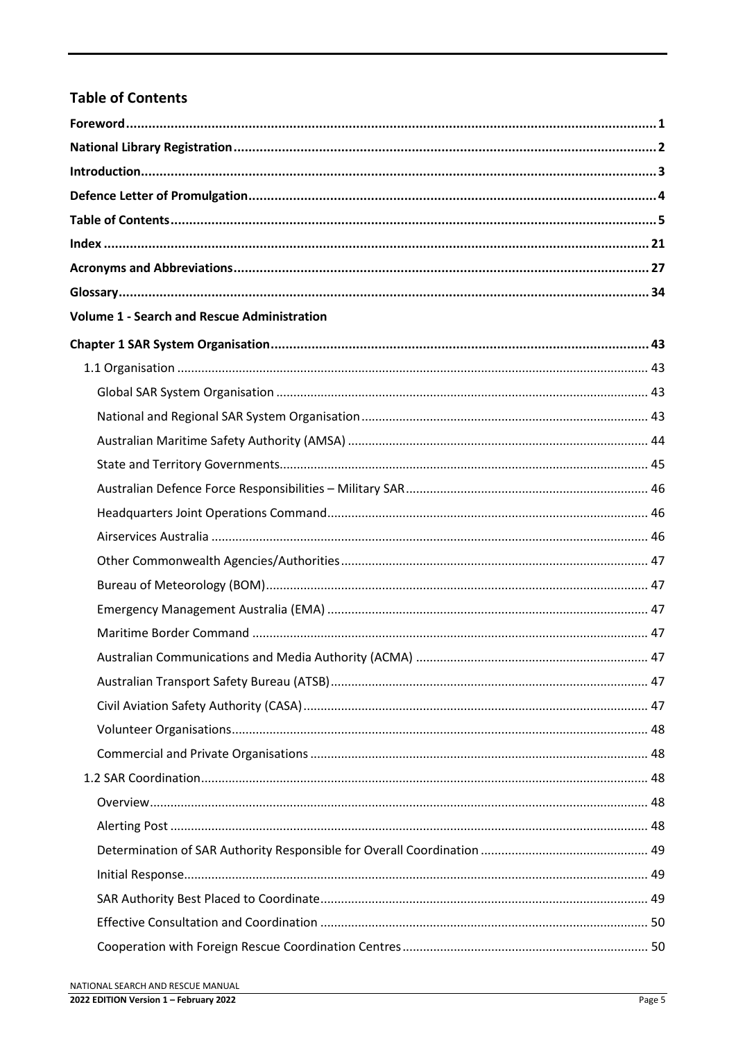## Table of Contents

**Foreword** 1

**National Library Registration** 2

**Introduction** 3

**Defence Letter of Promulgation** 4

**Table of Contents** 5

**Index** 21

**Acronyms and Abbreviations** 27

**Glossary** 34

**Volume 1 - Search and Rescue Administration**

**Chapter 1 SAR System Organisation** 43

- 1.1 Organisation 43
  - Global SAR System Organisation 43
  - National and Regional SAR System Organisation 43
  - Australian Maritime Safety Authority (AMSA) 44
  - State and Territory Governments 45
  - Australian Defence Force Responsibilities – Military SAR 46
  - Headquarters Joint Operations Command 46
  - Airservices Australia 46
  - Other Commonwealth Agencies/Authorities 47
  - Bureau of Meteorology (BOM) 47
  - Emergency Management Australia (EMA) 47
  - Maritime Border Command 47
  - Australian Communications and Media Authority (ACMA) 47
  - Australian Transport Safety Bureau (ATSB) 47
  - Civil Aviation Safety Authority (CASA) 47
  - Volunteer Organisations 48
  - Commercial and Private Organisations 48
- 1.2 SAR Coordination 48
  - Overview 48
  - Alerting Post 48
  - Determination of SAR Authority Responsible for Overall Coordination 49
  - Initial Response 49
  - SAR Authority Best Placed to Coordinate 49
  - Effective Consultation and Coordination 50
  - Cooperation with Foreign Rescue Coordination Centres 50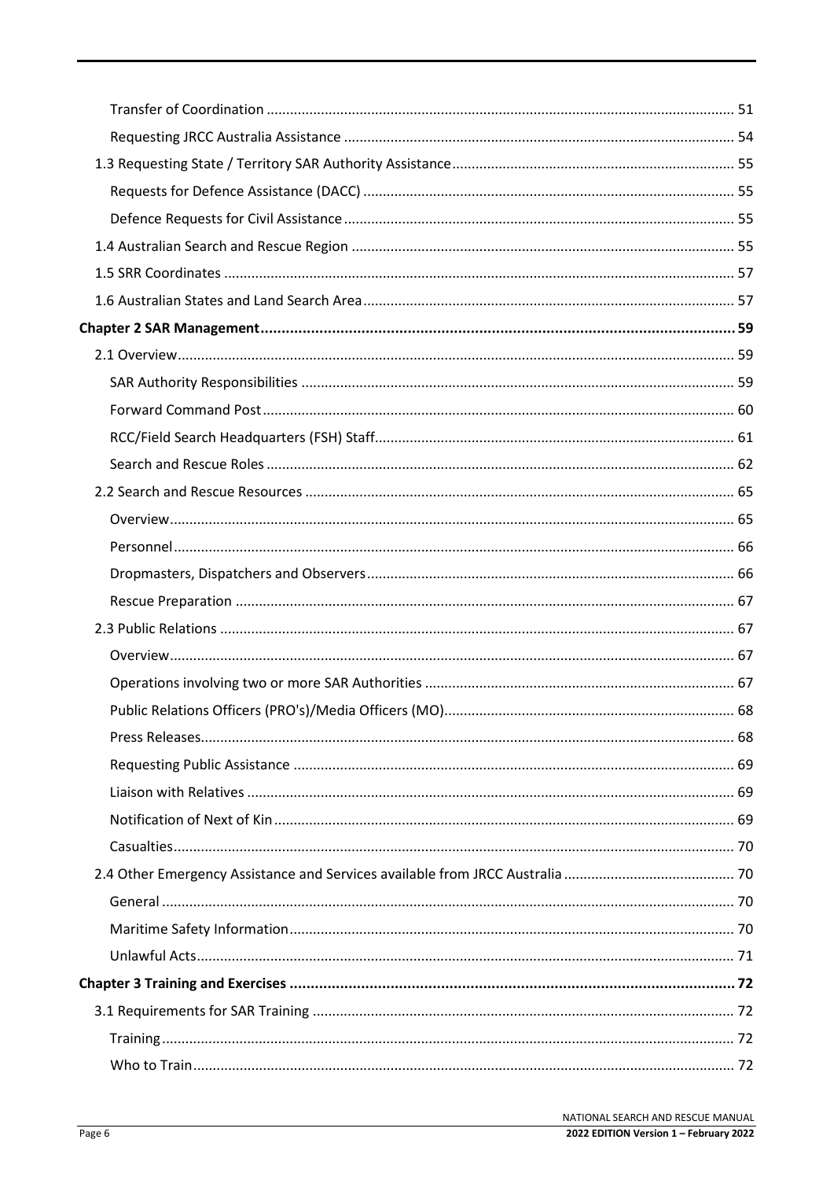Transfer of Coordination ........................................ 51

Requesting JRCC Australia Assistance ........................................ 54

1.3 Requesting State / Territory SAR Authority Assistance ........................................ 55

Requests for Defence Assistance (DACC) ........................................ 55

Defence Requests for Civil Assistance ........................................ 55

1.4 Australian Search and Rescue Region ........................................ 55

1.5 SRR Coordinates ........................................ 57

1.6 Australian States and Land Search Area ........................................ 57

**Chapter 2 SAR Management ........................................ 59**

2.1 Overview ........................................ 59

SAR Authority Responsibilities ........................................ 59

Forward Command Post ........................................ 60

RCC/Field Search Headquarters (FSH) Staff ........................................ 61

Search and Rescue Roles ........................................ 62

2.2 Search and Rescue Resources ........................................ 65

Overview ........................................ 65

Personnel ........................................ 66

Dropmasters, Dispatchers and Observers ........................................ 66

Rescue Preparation ........................................ 67

2.3 Public Relations ........................................ 67

Overview ........................................ 67

Operations involving two or more SAR Authorities ........................................ 67

Public Relations Officers (PRO's)/Media Officers (MO) ........................................ 68

Press Releases ........................................ 68

Requesting Public Assistance ........................................ 69

Liaison with Relatives ........................................ 69

Notification of Next of Kin ........................................ 69

Casualties ........................................ 70

2.4 Other Emergency Assistance and Services available from JRCC Australia ........................................ 70

General ........................................ 70

Maritime Safety Information ........................................ 70

Unlawful Acts ........................................ 71

**Chapter 3 Training and Exercises ........................................ 72**

3.1 Requirements for SAR Training ........................................ 72

Training ........................................ 72

Who to Train ........................................ 72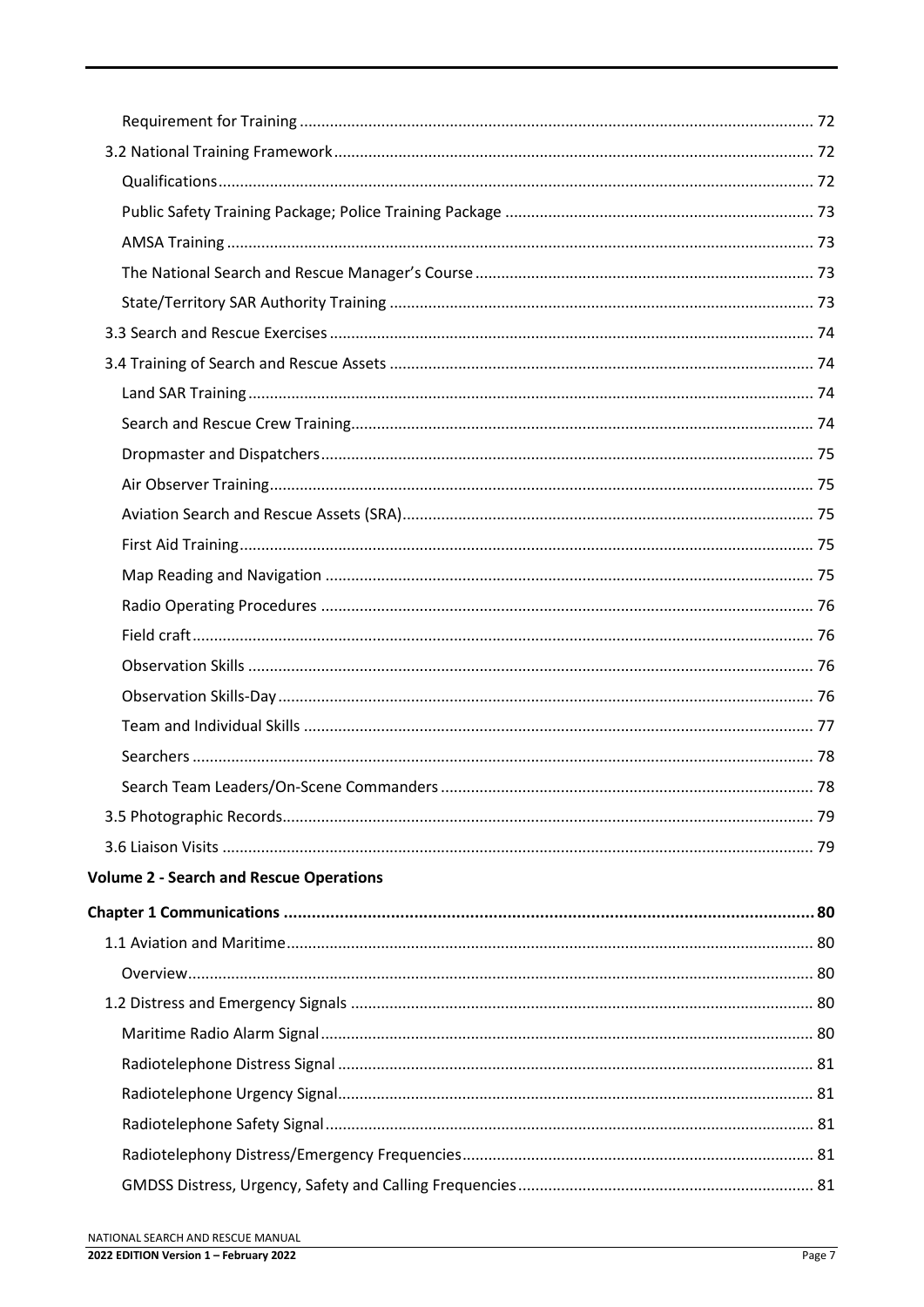Requirement for Training ........ 72

3.2 National Training Framework ........ 72

Qualifications ........ 72

Public Safety Training Package; Police Training Package ........ 73

AMSA Training ........ 73

The National Search and Rescue Manager's Course ........ 73

State/Territory SAR Authority Training ........ 73

3.3 Search and Rescue Exercises ........ 74

3.4 Training of Search and Rescue Assets ........ 74

Land SAR Training ........ 74

Search and Rescue Crew Training ........ 74

Dropmaster and Dispatchers ........ 75

Air Observer Training ........ 75

Aviation Search and Rescue Assets (SRA) ........ 75

First Aid Training ........ 75

Map Reading and Navigation ........ 75

Radio Operating Procedures ........ 76

Field craft ........ 76

Observation Skills ........ 76

Observation Skills-Day ........ 76

Team and Individual Skills ........ 77

Searchers ........ 78

Search Team Leaders/On-Scene Commanders ........ 78

3.5 Photographic Records ........ 79

3.6 Liaison Visits ........ 79

**Volume 2 - Search and Rescue Operations**

**Chapter 1 Communications ........ 80**

1.1 Aviation and Maritime ........ 80

Overview ........ 80

1.2 Distress and Emergency Signals ........ 80

Maritime Radio Alarm Signal ........ 80

Radiotelephone Distress Signal ........ 81

Radiotelephone Urgency Signal ........ 81

Radiotelephone Safety Signal ........ 81

Radiotelephony Distress/Emergency Frequencies ........ 81

GMDSS Distress, Urgency, Safety and Calling Frequencies ........ 81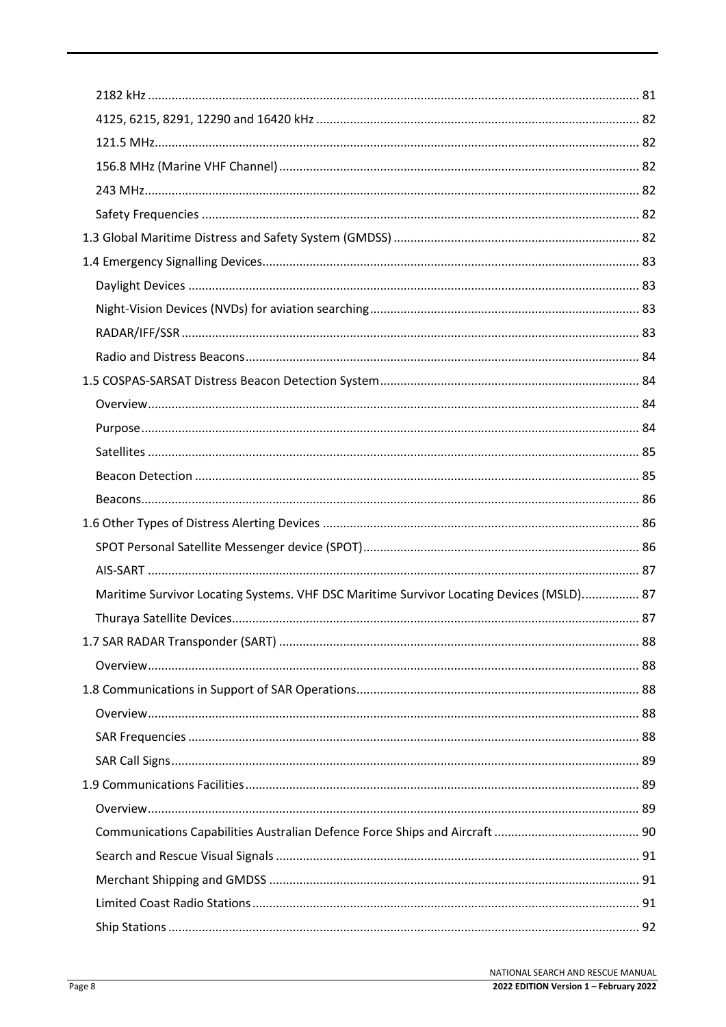2182 kHz ........................................................................................................................................ 81

4125, 6215, 8291, 12290 and 16420 kHz ............................................................................................... 82

121.5 MHz....................................................................................................................................... 82

156.8 MHz (Marine VHF Channel) ......................................................................................................... 82

243 MHz.......................................................................................................................................... 82

Safety Frequencies ............................................................................................................................ 82

1.3 Global Maritime Distress and Safety System (GMDSS) ........................................................................ 82

1.4 Emergency Signalling Devices.............................................................................................................. 83

Daylight Devices ................................................................................................................................ 83

Night-Vision Devices (NVDs) for aviation searching............................................................................... 83

RADAR/IFF/SSR ................................................................................................................................. 83

Radio and Distress Beacons.................................................................................................................. 84

1.5 COSPAS-SARSAT Distress Beacon Detection System............................................................................ 84

Overview........................................................................................................................................... 84

Purpose............................................................................................................................................. 84

Satellites ........................................................................................................................................... 85

Beacon Detection ............................................................................................................................... 85

Beacons............................................................................................................................................. 86

1.6 Other Types of Distress Alerting Devices ............................................................................................. 86

SPOT Personal Satellite Messenger device (SPOT)................................................................................. 86

AIS-SART ........................................................................................................................................... 87

Maritime Survivor Locating Systems. VHF DSC Maritime Survivor Locating Devices (MSLD)................. 87

Thuraya Satellite Devices..................................................................................................................... 87

1.7 SAR RADAR Transponder (SART) .......................................................................................................... 88

Overview........................................................................................................................................... 88

1.8 Communications in Support of SAR Operations.................................................................................. 88

Overview........................................................................................................................................... 88

SAR Frequencies ................................................................................................................................ 88

SAR Call Signs..................................................................................................................................... 89

1.9 Communications Facilities................................................................................................................... 89

Overview........................................................................................................................................... 89

Communications Capabilities Australian Defence Force Ships and Aircraft ........................................... 90

Search and Rescue Visual Signals ........................................................................................................ 91

Merchant Shipping and GMDSS ............................................................................................................ 91

Limited Coast Radio Stations................................................................................................................. 91

Ship Stations ...................................................................................................................................... 92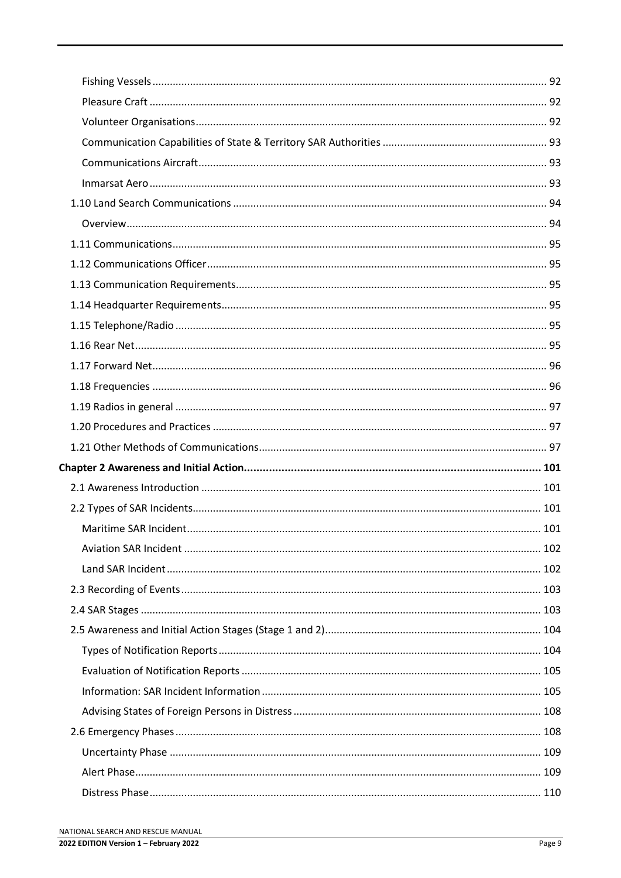Fishing Vessels ....................................................................................................................... 92

Pleasure Craft ......................................................................................................................... 92

Volunteer Organisations ......................................................................................................... 92

Communication Capabilities of State & Territory SAR Authorities ......................................... 93

Communications Aircraft ........................................................................................................ 93

Inmarsat Aero ......................................................................................................................... 93

1.10 Land Search Communications ........................................................................................... 94

Overview ................................................................................................................................. 94

1.11 Communications ................................................................................................................ 95

1.12 Communications Officer .................................................................................................... 95

1.13 Communication Requirements ........................................................................................... 95

1.14 Headquarter Requirements ............................................................................................... 95

1.15 Telephone/Radio ............................................................................................................... 95

1.16 Rear Net ............................................................................................................................ 95

1.17 Forward Net ....................................................................................................................... 96

1.18 Frequencies ....................................................................................................................... 96

1.19 Radios in general ............................................................................................................... 97

1.20 Procedures and Practices .................................................................................................. 97

1.21 Other Methods of Communications ................................................................................... 97

**Chapter 2 Awareness and Initial Action ............................................................................ 101**

2.1 Awareness Introduction ...................................................................................................... 101

2.2 Types of SAR Incidents ........................................................................................................ 101

Maritime SAR Incident ........................................................................................................... 101

Aviation SAR Incident ............................................................................................................ 102

Land SAR Incident .................................................................................................................. 102

2.3 Recording of Events ............................................................................................................ 103

2.4 SAR Stages .......................................................................................................................... 103

2.5 Awareness and Initial Action Stages (Stage 1 and 2) .......................................................... 104

Types of Notification Reports ................................................................................................ 104

Evaluation of Notification Reports ........................................................................................ 105

Information: SAR Incident Information ................................................................................. 105

Advising States of Foreign Persons in Distress ...................................................................... 108

2.6 Emergency Phases ............................................................................................................... 108

Uncertainty Phase ................................................................................................................. 109

Alert Phase ............................................................................................................................. 109

Distress Phase ........................................................................................................................ 110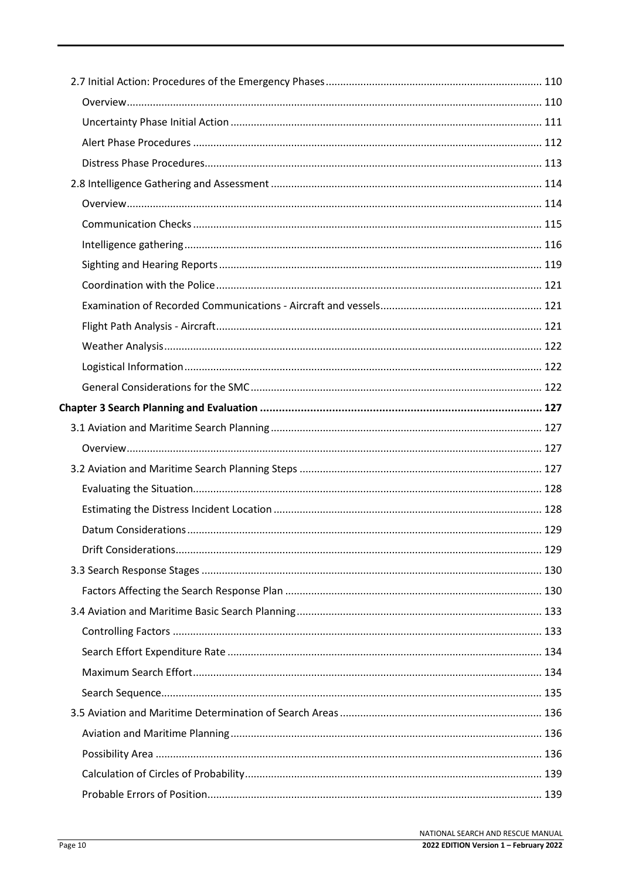2.7 Initial Action: Procedures of the Emergency Phases ... 110

Overview ... 110

Uncertainty Phase Initial Action ... 111

Alert Phase Procedures ... 112

Distress Phase Procedures ... 113

2.8 Intelligence Gathering and Assessment ... 114

Overview ... 114

Communication Checks ... 115

Intelligence gathering ... 116

Sighting and Hearing Reports ... 119

Coordination with the Police ... 121

Examination of Recorded Communications - Aircraft and vessels ... 121

Flight Path Analysis - Aircraft ... 121

Weather Analysis ... 122

Logistical Information ... 122

General Considerations for the SMC ... 122

**Chapter 3 Search Planning and Evaluation ... 127**

3.1 Aviation and Maritime Search Planning ... 127

Overview ... 127

3.2 Aviation and Maritime Search Planning Steps ... 127

Evaluating the Situation ... 128

Estimating the Distress Incident Location ... 128

Datum Considerations ... 129

Drift Considerations ... 129

3.3 Search Response Stages ... 130

Factors Affecting the Search Response Plan ... 130

3.4 Aviation and Maritime Basic Search Planning ... 133

Controlling Factors ... 133

Search Effort Expenditure Rate ... 134

Maximum Search Effort ... 134

Search Sequence ... 135

3.5 Aviation and Maritime Determination of Search Areas ... 136

Aviation and Maritime Planning ... 136

Possibility Area ... 136

Calculation of Circles of Probability ... 139

Probable Errors of Position ... 139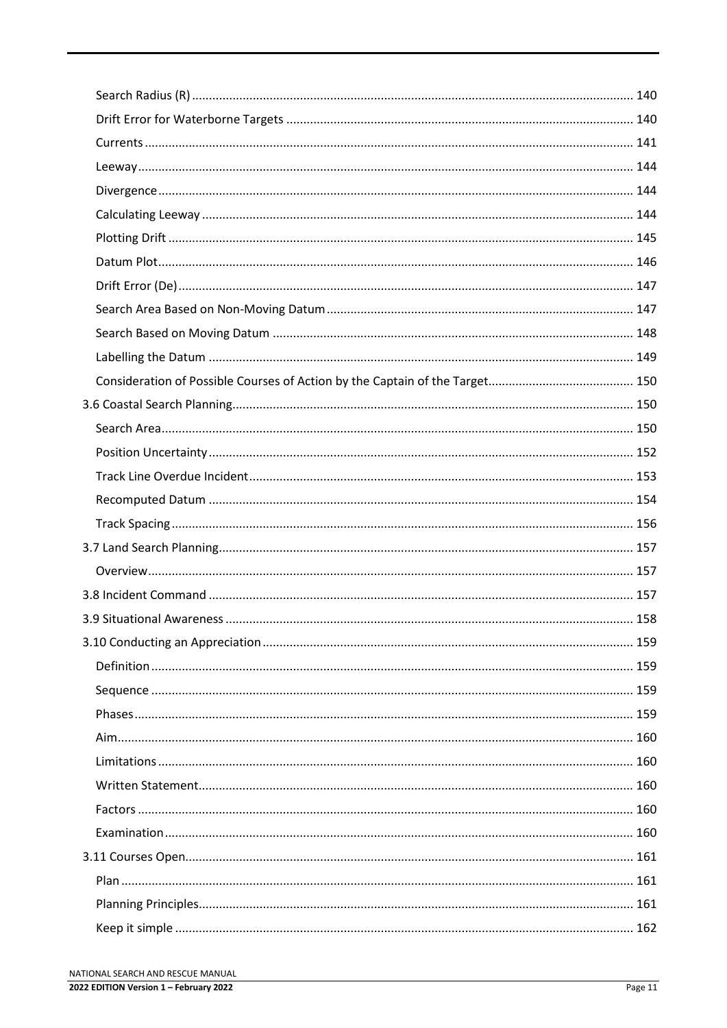Search Radius (R) ........................................................................................................ 140
Drift Error for Waterborne Targets ........................................................................................ 140
Currents ........................................................................................................................... 141
Leeway .............................................................................................................................. 144
Divergence ......................................................................................................................... 144
Calculating Leeway ............................................................................................................. 144
Plotting Drift ....................................................................................................................... 145
Datum Plot .......................................................................................................................... 146
Drift Error (De) .................................................................................................................... 147
Search Area Based on Non-Moving Datum .......................................................................... 147
Search Based on Moving Datum .......................................................................................... 148
Labelling the Datum ............................................................................................................ 149
Consideration of Possible Courses of Action by the Captain of the Target ........................... 150
3.6 Coastal Search Planning .................................................................................................. 150
Search Area ........................................................................................................................ 150
Position Uncertainty ............................................................................................................ 152
Track Line Overdue Incident ................................................................................................ 153
Recomputed Datum ............................................................................................................ 154
Track Spacing ..................................................................................................................... 156
3.7 Land Search Planning ...................................................................................................... 157
Overview ............................................................................................................................. 157
3.8 Incident Command ........................................................................................................... 157
3.9 Situational Awareness ...................................................................................................... 158
3.10 Conducting an Appreciation ........................................................................................... 159
Definition ............................................................................................................................ 159
Sequence ............................................................................................................................ 159
Phases ................................................................................................................................. 159
Aim ...................................................................................................................................... 160
Limitations .......................................................................................................................... 160
Written Statement ............................................................................................................... 160
Factors ................................................................................................................................ 160
Examination ........................................................................................................................ 160
3.11 Courses Open .................................................................................................................. 161
Plan ..................................................................................................................................... 161
Planning Principles .............................................................................................................. 161
Keep it simple ..................................................................................................................... 162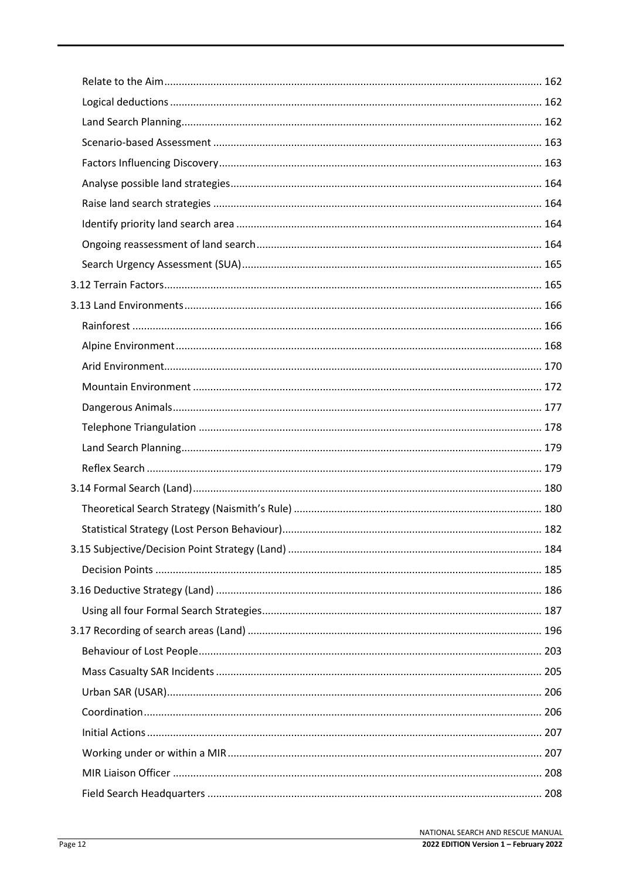Relate to the Aim ........................................................................................................................... 162

Logical deductions ........................................................................................................................ 162

Land Search Planning..................................................................................................................... 162

Scenario-based Assessment ........................................................................................................... 163

Factors Influencing Discovery.......................................................................................................... 163

Analyse possible land strategies...................................................................................................... 164

Raise land search strategies ........................................................................................................... 164

Identify priority land search area .................................................................................................... 164

Ongoing reassessment of land search............................................................................................. 164

Search Urgency Assessment (SUA)................................................................................................. 165

3.12 Terrain Factors........................................................................................................................... 165

3.13 Land Environments.................................................................................................................... 166

Rainforest ..................................................................................................................................... 166

Alpine Environment........................................................................................................................ 168

Arid Environment........................................................................................................................... 170

Mountain Environment .................................................................................................................. 172

Dangerous Animals........................................................................................................................ 177

Telephone Triangulation ................................................................................................................ 178

Land Search Planning..................................................................................................................... 179

Reflex Search ................................................................................................................................. 179

3.14 Formal Search (Land).................................................................................................................. 180

Theoretical Search Strategy (Naismith's Rule) ................................................................................ 180

Statistical Strategy (Lost Person Behaviour).................................................................................... 182

3.15 Subjective/Decision Point Strategy (Land) .................................................................................. 184

Decision Points .............................................................................................................................. 185

3.16 Deductive Strategy (Land) .......................................................................................................... 186

Using all four Formal Search Strategies........................................................................................... 187

3.17 Recording of search areas (Land) ............................................................................................... 196

Behaviour of Lost People................................................................................................................ 203

Mass Casualty SAR Incidents .......................................................................................................... 205

Urban SAR (USAR).......................................................................................................................... 206

Coordination.................................................................................................................................. 206

Initial Actions ................................................................................................................................. 207

Working under or within a MIR...................................................................................................... 207

MIR Liaison Officer ........................................................................................................................ 208

Field Search Headquarters ............................................................................................................. 208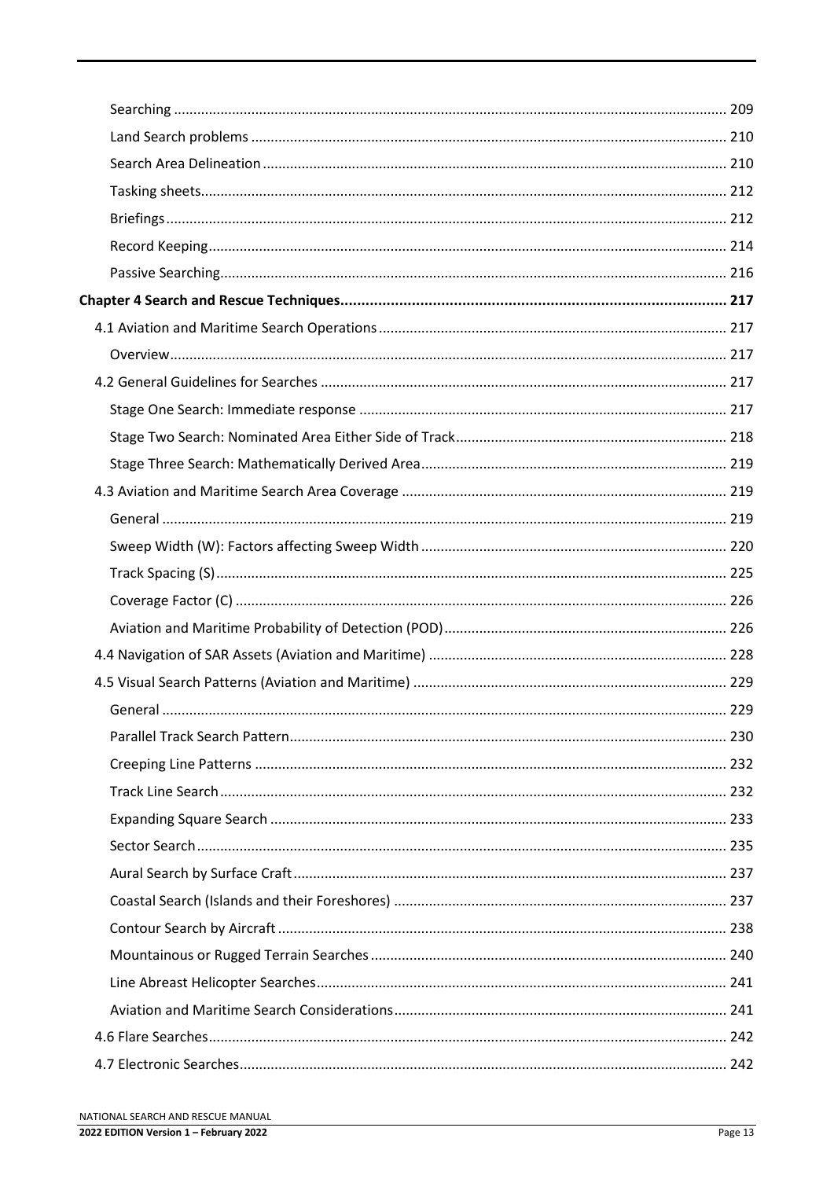Searching ........................................................................................................................................ 209

Land Search problems ..................................................................................................................... 210

Search Area Delineation ................................................................................................................. 210

Tasking sheets.................................................................................................................................. 212

Briefings .......................................................................................................................................... 212

Record Keeping................................................................................................................................ 214

Passive Searching............................................................................................................................. 216

**Chapter 4 Search and Rescue Techniques......................................................................................... 217**

4.1 Aviation and Maritime Search Operations ........................................................................................ 217

Overview.......................................................................................................................................... 217

4.2 General Guidelines for Searches ....................................................................................................... 217

Stage One Search: Immediate response .......................................................................................... 217

Stage Two Search: Nominated Area Either Side of Track.................................................................... 218

Stage Three Search: Mathematically Derived Area............................................................................. 219

4.3 Aviation and Maritime Search Area Coverage .................................................................................. 219

General ............................................................................................................................................ 219

Sweep Width (W): Factors affecting Sweep Width ............................................................................. 220

Track Spacing (S) .............................................................................................................................. 225

Coverage Factor (C) .......................................................................................................................... 226

Aviation and Maritime Probability of Detection (POD) ...................................................................... 226

4.4 Navigation of SAR Assets (Aviation and Maritime) ........................................................................... 228

4.5 Visual Search Patterns (Aviation and Maritime) ............................................................................... 229

General ............................................................................................................................................ 229

Parallel Track Search Pattern............................................................................................................ 230

Creeping Line Patterns ..................................................................................................................... 232

Track Line Search .............................................................................................................................. 232

Expanding Square Search ................................................................................................................. 233

Sector Search .................................................................................................................................... 235

Aural Search by Surface Craft ........................................................................................................... 237

Coastal Search (Islands and their Foreshores) ................................................................................... 237

Contour Search by Aircraft ................................................................................................................ 238

Mountainous or Rugged Terrain Searches ......................................................................................... 240

Line Abreast Helicopter Searches....................................................................................................... 241

Aviation and Maritime Search Considerations.................................................................................... 241

4.6 Flare Searches.................................................................................................................................... 242

4.7 Electronic Searches............................................................................................................................ 242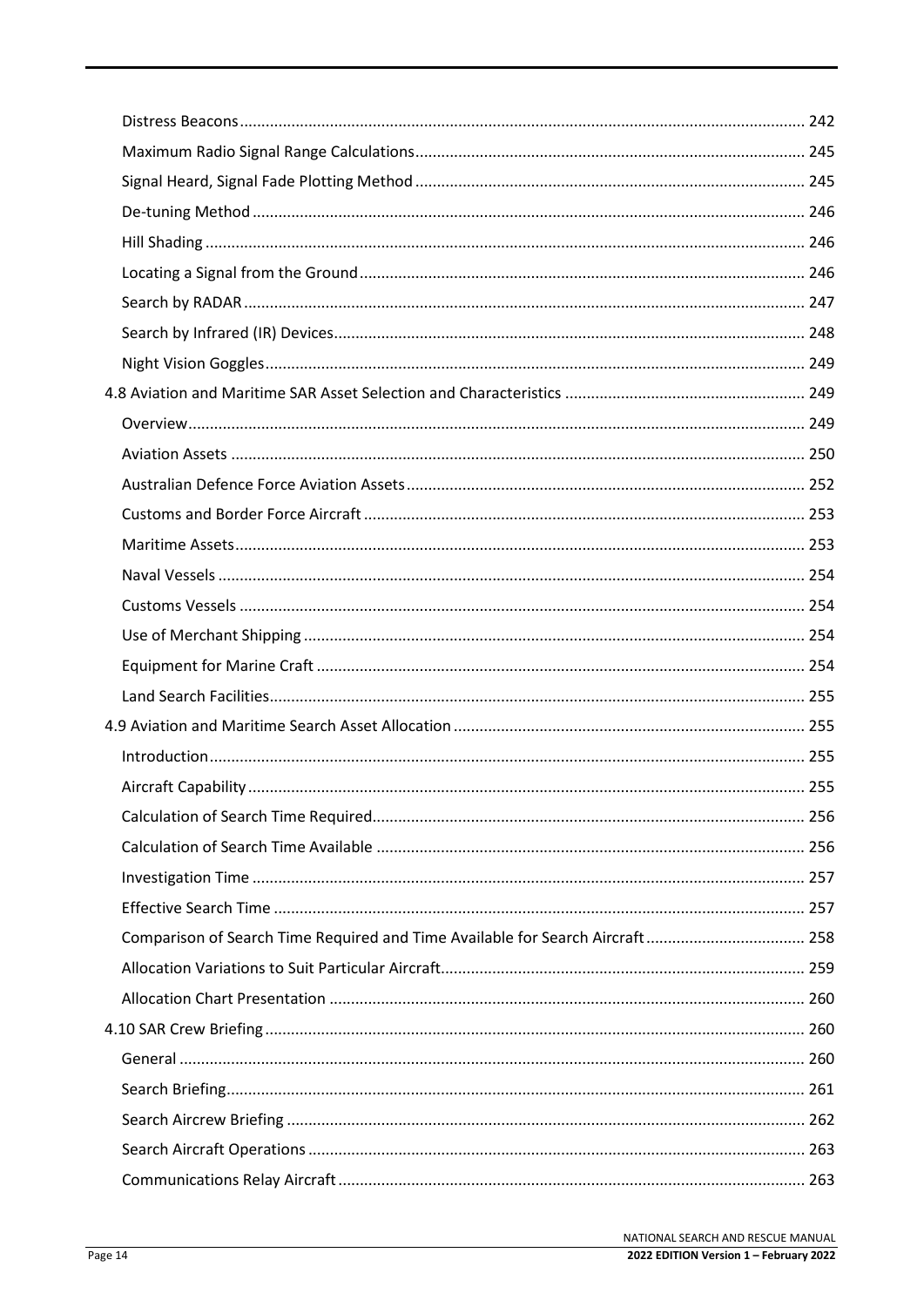Distress Beacons ........................................................................................................................ 242

Maximum Radio Signal Range Calculations............................................................................. 245

Signal Heard, Signal Fade Plotting Method ............................................................................ 245

De-tuning Method .................................................................................................................. 246

Hill Shading ............................................................................................................................ 246

Locating a Signal from the Ground.......................................................................................... 246

Search by RADAR ................................................................................................................... 247

Search by Infrared (IR) Devices............................................................................................... 248

Night Vision Goggles............................................................................................................... 249

4.8 Aviation and Maritime SAR Asset Selection and Characteristics ........................................ 249

Overview................................................................................................................................ 249

Aviation Assets ...................................................................................................................... 250

Australian Defence Force Aviation Assets............................................................................... 252

Customs and Border Force Aircraft ........................................................................................ 253

Maritime Assets...................................................................................................................... 253

Naval Vessels ......................................................................................................................... 254

Customs Vessels .................................................................................................................... 254

Use of Merchant Shipping ...................................................................................................... 254

Equipment for Marine Craft ................................................................................................... 254

Land Search Facilities.............................................................................................................. 255

4.9 Aviation and Maritime Search Asset Allocation .................................................................. 255

Introduction............................................................................................................................ 255

Aircraft Capability ................................................................................................................... 255

Calculation of Search Time Required...................................................................................... 256

Calculation of Search Time Available ..................................................................................... 256

Investigation Time .................................................................................................................. 257

Effective Search Time ............................................................................................................. 257

Comparison of Search Time Required and Time Available for Search Aircraft ...................... 258

Allocation Variations to Suit Particular Aircraft....................................................................... 259

Allocation Chart Presentation ................................................................................................ 260

4.10 SAR Crew Briefing.............................................................................................................. 260

General .................................................................................................................................. 260

Search Briefing........................................................................................................................ 261

Search Aircrew Briefing .......................................................................................................... 262

Search Aircraft Operations ..................................................................................................... 263

Communications Relay Aircraft .............................................................................................. 263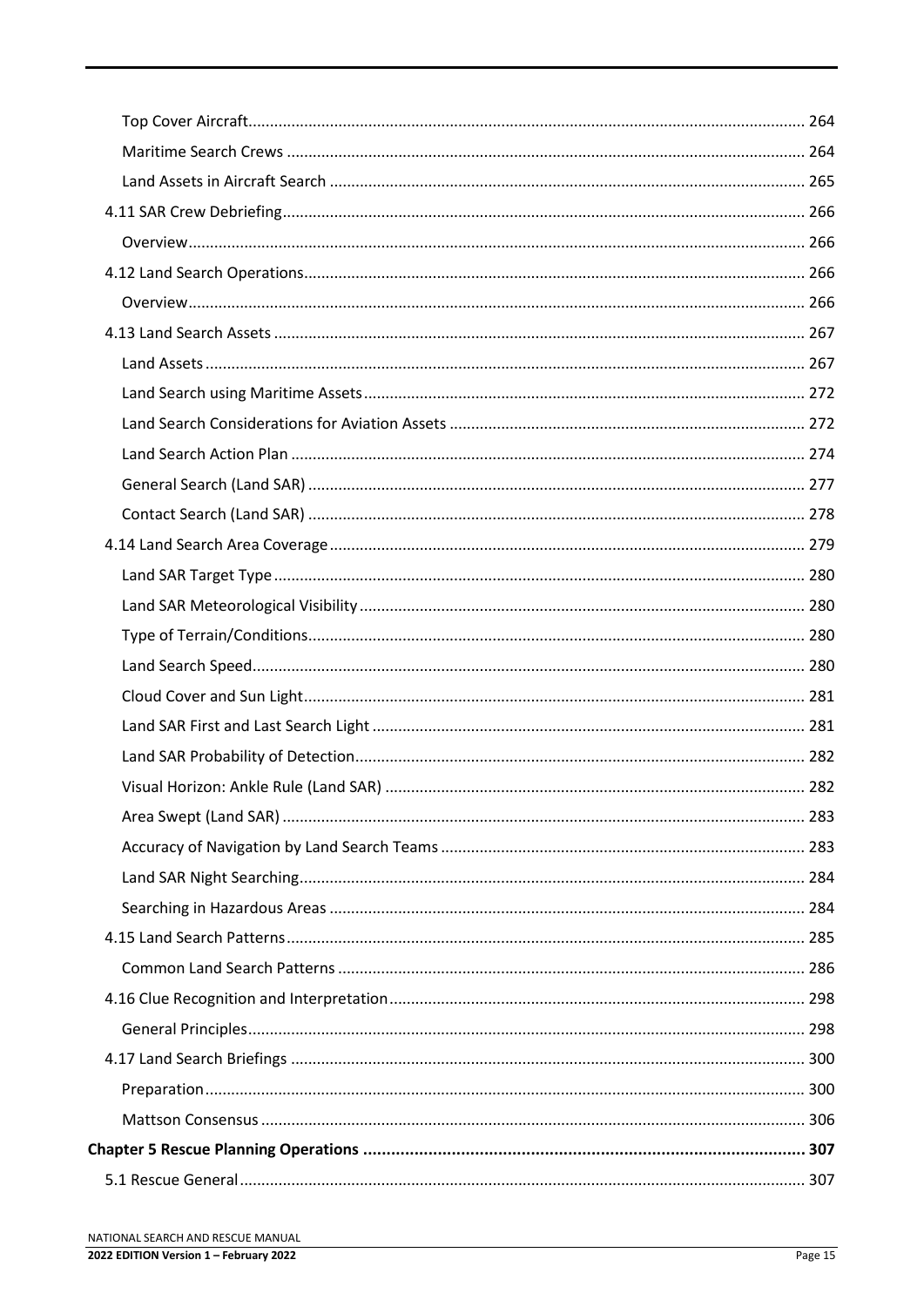- Top Cover Aircraft ..... 264
- Maritime Search Crews ..... 264
- Land Assets in Aircraft Search ..... 265

4.11 SAR Crew Debriefing ..... 266

- Overview ..... 266

4.12 Land Search Operations ..... 266

- Overview ..... 266

4.13 Land Search Assets ..... 267

- Land Assets ..... 267
- Land Search using Maritime Assets ..... 272
- Land Search Considerations for Aviation Assets ..... 272
- Land Search Action Plan ..... 274
- General Search (Land SAR) ..... 277
- Contact Search (Land SAR) ..... 278

4.14 Land Search Area Coverage ..... 279

- Land SAR Target Type ..... 280
- Land SAR Meteorological Visibility ..... 280
- Type of Terrain/Conditions ..... 280
- Land Search Speed ..... 280
- Cloud Cover and Sun Light ..... 281
- Land SAR First and Last Search Light ..... 281
- Land SAR Probability of Detection ..... 282
- Visual Horizon: Ankle Rule (Land SAR) ..... 282
- Area Swept (Land SAR) ..... 283
- Accuracy of Navigation by Land Search Teams ..... 283
- Land SAR Night Searching ..... 284
- Searching in Hazardous Areas ..... 284

4.15 Land Search Patterns ..... 285

- Common Land Search Patterns ..... 286

4.16 Clue Recognition and Interpretation ..... 298

- General Principles ..... 298

4.17 Land Search Briefings ..... 300

- Preparation ..... 300
- Mattson Consensus ..... 306

**Chapter 5 Rescue Planning Operations ..... 307**

5.1 Rescue General ..... 307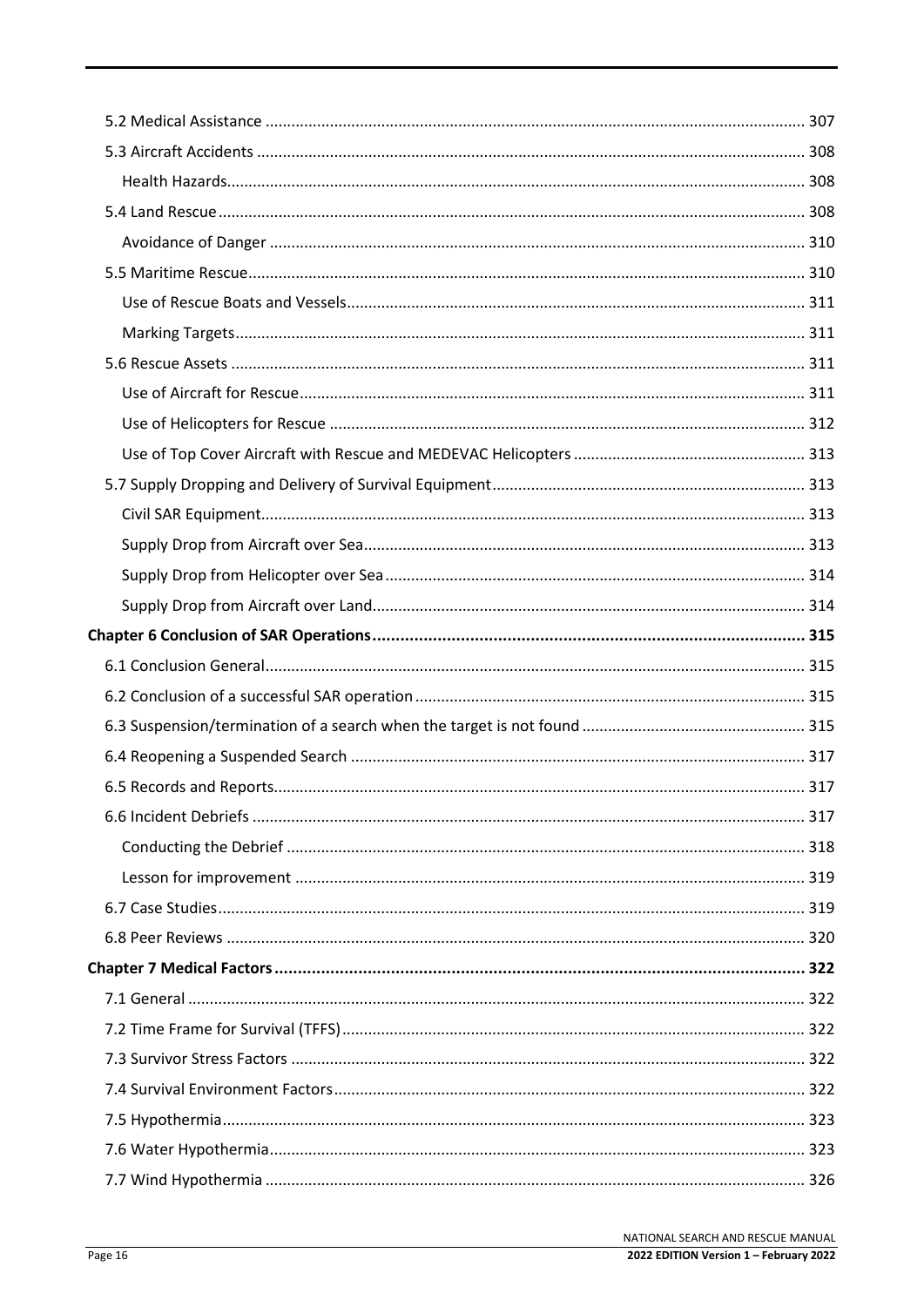5.2 Medical Assistance ............................................................................................................................ 307

5.3 Aircraft Accidents .............................................................................................................................. 308

Health Hazards.................................................................................................................................... 308

5.4 Land Rescue ....................................................................................................................................... 308

Avoidance of Danger ........................................................................................................................... 310

5.5 Maritime Rescue................................................................................................................................ 310

Use of Rescue Boats and Vessels......................................................................................................... 311

Marking Targets................................................................................................................................... 311

5.6 Rescue Assets .................................................................................................................................... 311

Use of Aircraft for Rescue.................................................................................................................... 311

Use of Helicopters for Rescue ............................................................................................................. 312

Use of Top Cover Aircraft with Rescue and MEDEVAC Helicopters ..................................................... 313

5.7 Supply Dropping and Delivery of Survival Equipment........................................................................ 313

Civil SAR Equipment............................................................................................................................. 313

Supply Drop from Aircraft over Sea...................................................................................................... 313

Supply Drop from Helicopter over Sea ................................................................................................ 314

Supply Drop from Aircraft over Land.................................................................................................... 314

**Chapter 6 Conclusion of SAR Operations............................................................................................ 315**

6.1 Conclusion General............................................................................................................................ 315

6.2 Conclusion of a successful SAR operation ......................................................................................... 315

6.3 Suspension/termination of a search when the target is not found ................................................... 315

6.4 Reopening a Suspended Search ........................................................................................................ 317

6.5 Records and Reports.......................................................................................................................... 317

6.6 Incident Debriefs ............................................................................................................................... 317

Conducting the Debrief ....................................................................................................................... 318

Lesson for improvement ..................................................................................................................... 319

6.7 Case Studies....................................................................................................................................... 319

6.8 Peer Reviews ..................................................................................................................................... 320

**Chapter 7 Medical Factors.................................................................................................................. 322**

7.1 General ............................................................................................................................................. 322

7.2 Time Frame for Survival (TFFS).......................................................................................................... 322

7.3 Survivor Stress Factors ...................................................................................................................... 322

7.4 Survival Environment Factors............................................................................................................ 322

7.5 Hypothermia...................................................................................................................................... 323

7.6 Water Hypothermia........................................................................................................................... 323

7.7 Wind Hypothermia ............................................................................................................................ 326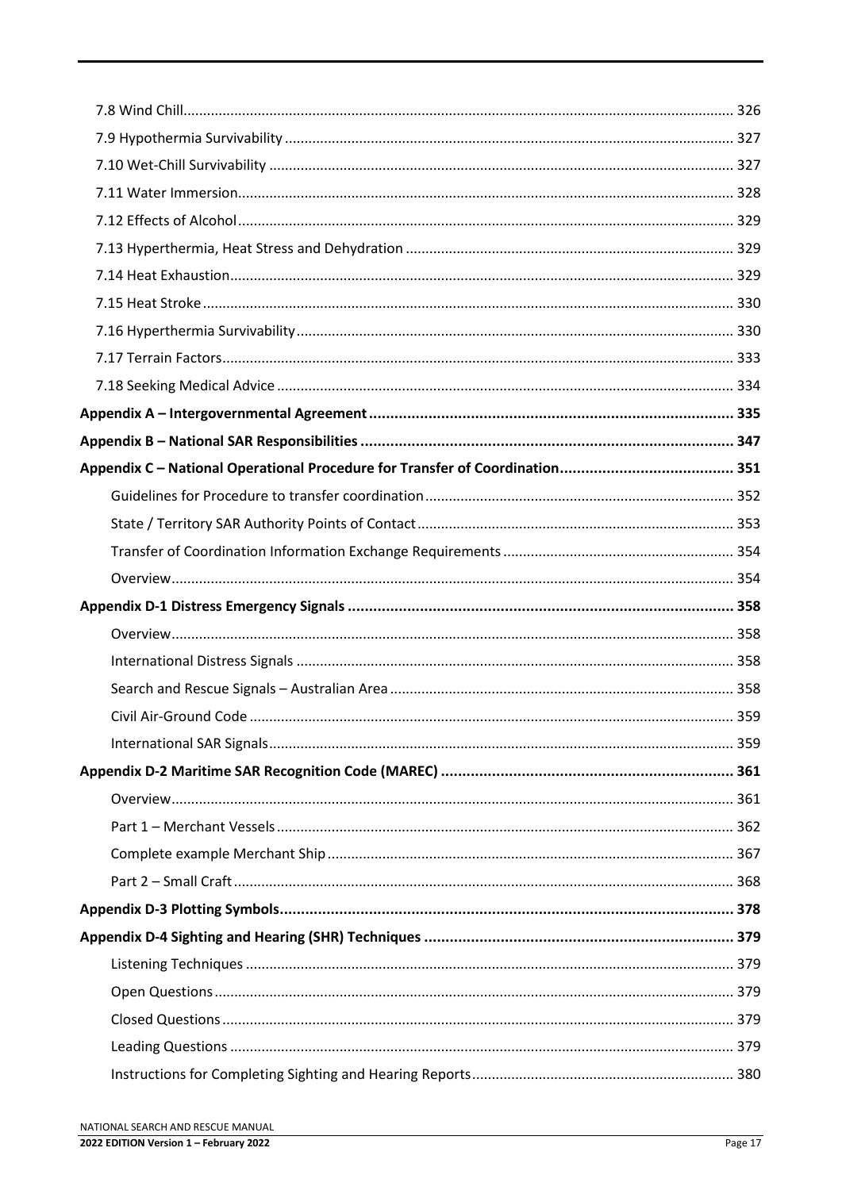7.8 Wind Chill ........................................................................................................................ 326

7.9 Hypothermia Survivability ................................................................................................ 327

7.10 Wet-Chill Survivability .................................................................................................... 327

7.11 Water Immersion ............................................................................................................ 328

7.12 Effects of Alcohol ........................................................................................................... 329

7.13 Hyperthermia, Heat Stress and Dehydration .................................................................. 329

7.14 Heat Exhaustion .............................................................................................................. 329

7.15 Heat Stroke ..................................................................................................................... 330

7.16 Hyperthermia Survivability ............................................................................................. 330

7.17 Terrain Factors ................................................................................................................ 333

7.18 Seeking Medical Advice .................................................................................................. 334

**Appendix A – Intergovernmental Agreement ..................................................................... 335**

**Appendix B – National SAR Responsibilities ........................................................................ 347**

**Appendix C – National Operational Procedure for Transfer of Coordination ....................... 351**

Guidelines for Procedure to transfer coordination ............................................................. 352

State / Territory SAR Authority Points of Contact ............................................................... 353

Transfer of Coordination Information Exchange Requirements .......................................... 354

Overview ............................................................................................................................. 354

**Appendix D-1 Distress Emergency Signals ........................................................................... 358**

Overview ............................................................................................................................. 358

International Distress Signals .............................................................................................. 358

Search and Rescue Signals – Australian Area ...................................................................... 358

Civil Air-Ground Code .......................................................................................................... 359

International SAR Signals ..................................................................................................... 359

**Appendix D-2 Maritime SAR Recognition Code (MAREC) ..................................................... 361**

Overview ............................................................................................................................. 361

Part 1 – Merchant Vessels ................................................................................................... 362

Complete example Merchant Ship ...................................................................................... 367

Part 2 – Small Craft .............................................................................................................. 368

**Appendix D-3 Plotting Symbols ........................................................................................... 378**

**Appendix D-4 Sighting and Hearing (SHR) Techniques ......................................................... 379**

Listening Techniques ........................................................................................................... 379

Open Questions ................................................................................................................... 379

Closed Questions ................................................................................................................. 379

Leading Questions ............................................................................................................... 379

Instructions for Completing Sighting and Hearing Reports .................................................. 380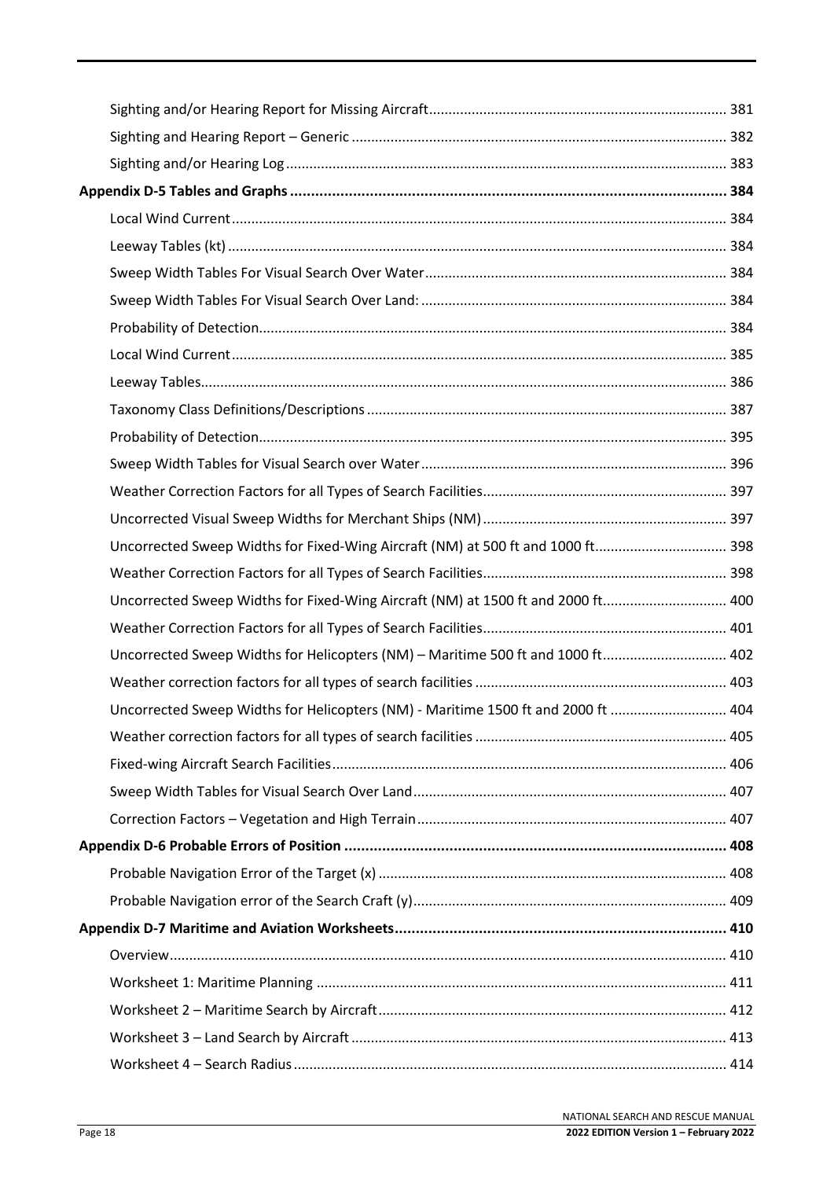Sighting and/or Hearing Report for Missing Aircraft ........ 381

Sighting and Hearing Report – Generic ........ 382

Sighting and/or Hearing Log ........ 383

**Appendix D-5 Tables and Graphs ........ 384**

Local Wind Current ........ 384

Leeway Tables (kt) ........ 384

Sweep Width Tables For Visual Search Over Water ........ 384

Sweep Width Tables For Visual Search Over Land: ........ 384

Probability of Detection ........ 384

Local Wind Current ........ 385

Leeway Tables ........ 386

Taxonomy Class Definitions/Descriptions ........ 387

Probability of Detection ........ 395

Sweep Width Tables for Visual Search over Water ........ 396

Weather Correction Factors for all Types of Search Facilities ........ 397

Uncorrected Visual Sweep Widths for Merchant Ships (NM) ........ 397

Uncorrected Sweep Widths for Fixed-Wing Aircraft (NM) at 500 ft and 1000 ft ........ 398

Weather Correction Factors for all Types of Search Facilities ........ 398

Uncorrected Sweep Widths for Fixed-Wing Aircraft (NM) at 1500 ft and 2000 ft ........ 400

Weather Correction Factors for all Types of Search Facilities ........ 401

Uncorrected Sweep Widths for Helicopters (NM) – Maritime 500 ft and 1000 ft ........ 402

Weather correction factors for all types of search facilities ........ 403

Uncorrected Sweep Widths for Helicopters (NM) - Maritime 1500 ft and 2000 ft ........ 404

Weather correction factors for all types of search facilities ........ 405

Fixed-wing Aircraft Search Facilities ........ 406

Sweep Width Tables for Visual Search Over Land ........ 407

Correction Factors – Vegetation and High Terrain ........ 407

**Appendix D-6 Probable Errors of Position ........ 408**

Probable Navigation Error of the Target (x) ........ 408

Probable Navigation error of the Search Craft (y) ........ 409

**Appendix D-7 Maritime and Aviation Worksheets ........ 410**

Overview ........ 410

Worksheet 1: Maritime Planning ........ 411

Worksheet 2 – Maritime Search by Aircraft ........ 412

Worksheet 3 – Land Search by Aircraft ........ 413

Worksheet 4 – Search Radius ........ 414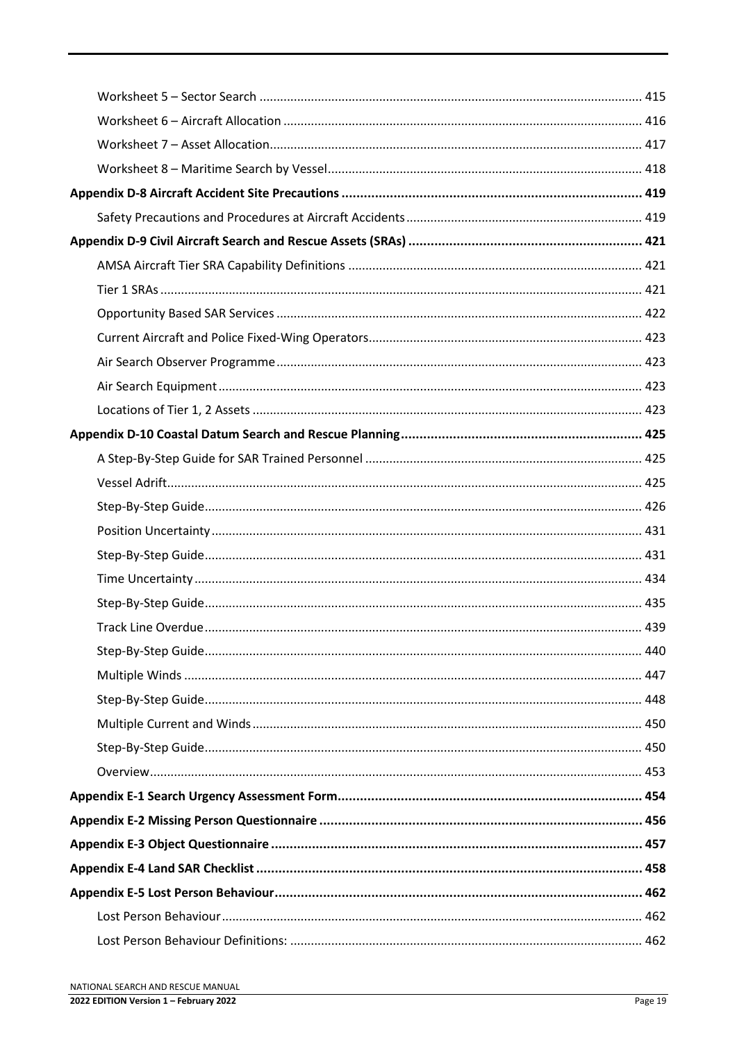Worksheet 5 – Sector Search ............................................................................................................. 415

Worksheet 6 – Aircraft Allocation ....................................................................................................... 416

Worksheet 7 – Asset Allocation.......................................................................................................... 417

Worksheet 8 – Maritime Search by Vessel.......................................................................................... 418

**Appendix D-8 Aircraft Accident Site Precautions ................................................................................ 419**

Safety Precautions and Procedures at Aircraft Accidents.................................................................... 419

**Appendix D-9 Civil Aircraft Search and Rescue Assets (SRAs) .............................................................. 421**

AMSA Aircraft Tier SRA Capability Definitions .................................................................................... 421

Tier 1 SRAs ........................................................................................................................................... 421

Opportunity Based SAR Services ......................................................................................................... 422

Current Aircraft and Police Fixed-Wing Operators............................................................................... 423

Air Search Observer Programme......................................................................................................... 423

Air Search Equipment.......................................................................................................................... 423

Locations of Tier 1, 2 Assets ................................................................................................................ 423

**Appendix D-10 Coastal Datum Search and Rescue Planning................................................................ 425**

A Step-By-Step Guide for SAR Trained Personnel ................................................................................ 425

Vessel Adrift......................................................................................................................................... 425

Step-By-Step Guide............................................................................................................................. 426

Position Uncertainty............................................................................................................................ 431

Step-By-Step Guide............................................................................................................................. 431

Time Uncertainty................................................................................................................................. 434

Step-By-Step Guide............................................................................................................................. 435

Track Line Overdue.............................................................................................................................. 439

Step-By-Step Guide............................................................................................................................. 440

Multiple Winds .................................................................................................................................... 447

Step-By-Step Guide............................................................................................................................. 448

Multiple Current and Winds................................................................................................................ 450

Step-By-Step Guide............................................................................................................................. 450

Overview.............................................................................................................................................. 453

**Appendix E-1 Search Urgency Assessment Form................................................................................. 454**

**Appendix E-2 Missing Person Questionnaire ....................................................................................... 456**

**Appendix E-3 Object Questionnaire .................................................................................................... 457**

**Appendix E-4 Land SAR Checklist ........................................................................................................ 458**

**Appendix E-5 Lost Person Behaviour................................................................................................... 462**

Lost Person Behaviour......................................................................................................................... 462

Lost Person Behaviour Definitions: ..................................................................................................... 462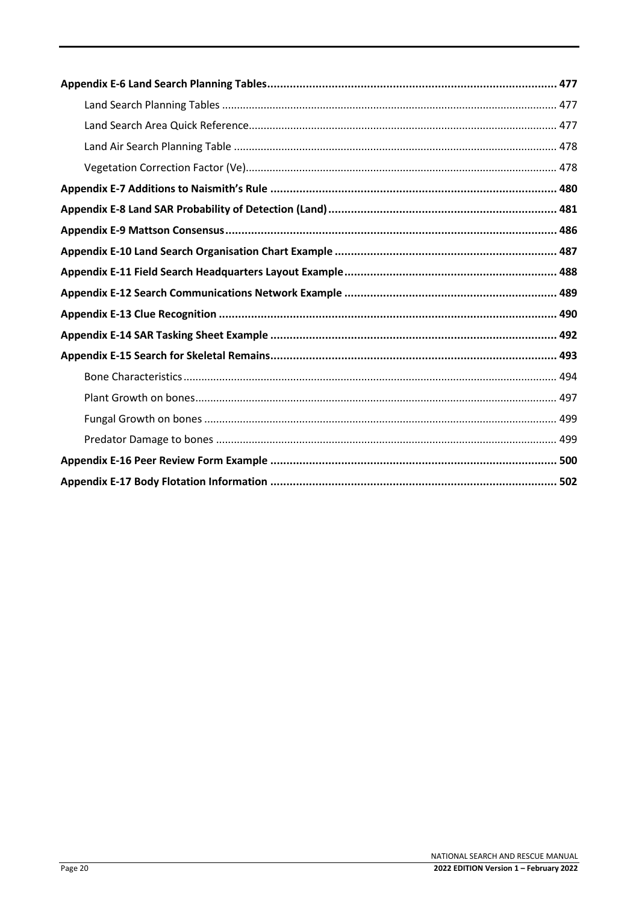**Appendix E-6 Land Search Planning Tables ... 477**

- Land Search Planning Tables ... 477
- Land Search Area Quick Reference ... 477
- Land Air Search Planning Table ... 478
- Vegetation Correction Factor (Ve) ... 478

**Appendix E-7 Additions to Naismith's Rule ... 480**

**Appendix E-8 Land SAR Probability of Detection (Land) ... 481**

**Appendix E-9 Mattson Consensus ... 486**

**Appendix E-10 Land Search Organisation Chart Example ... 487**

**Appendix E-11 Field Search Headquarters Layout Example ... 488**

**Appendix E-12 Search Communications Network Example ... 489**

**Appendix E-13 Clue Recognition ... 490**

**Appendix E-14 SAR Tasking Sheet Example ... 492**

**Appendix E-15 Search for Skeletal Remains ... 493**

- Bone Characteristics ... 494
- Plant Growth on bones ... 497
- Fungal Growth on bones ... 499
- Predator Damage to bones ... 499

**Appendix E-16 Peer Review Form Example ... 500**

**Appendix E-17 Body Flotation Information ... 502**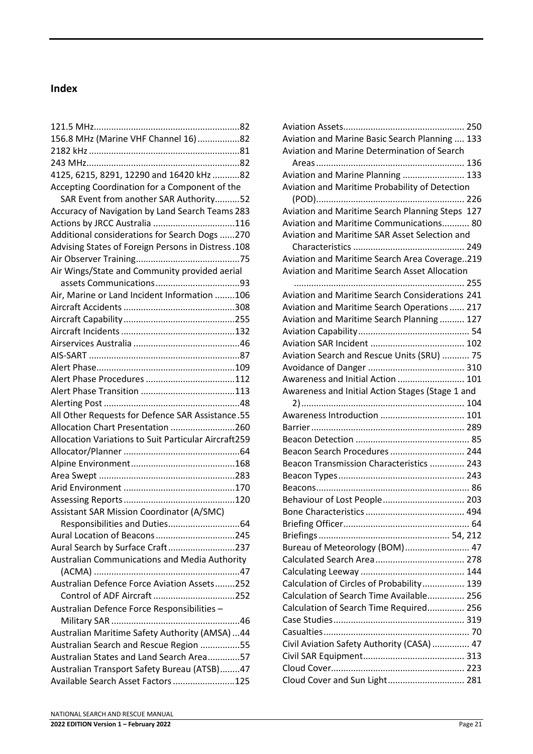## Index

121.5 MHz....82
156.8 MHz (Marine VHF Channel 16)....82
2182 kHz....81
243 MHz....82
4125, 6215, 8291, 12290 and 16420 kHz....82
Accepting Coordination for a Component of the SAR Event from another SAR Authority....52
Accuracy of Navigation by Land Search Teams 283
Actions by JRCC Australia....116
Additional considerations for Search Dogs....270
Advising States of Foreign Persons in Distress.108
Air Observer Training....75
Air Wings/State and Community provided aerial assets Communications....93
Air, Marine or Land Incident Information....106
Aircraft Accidents....308
Aircraft Capability....255
Aircraft Incidents....132
Airservices Australia....46
AIS-SART....87
Alert Phase....109
Alert Phase Procedures....112
Alert Phase Transition....113
Alerting Post....48
All Other Requests for Defence SAR Assistance.55
Allocation Chart Presentation....260
Allocation Variations to Suit Particular Aircraft259
Allocator/Planner....64
Alpine Environment....168
Area Swept....283
Arid Environment....170
Assessing Reports....120
Assistant SAR Mission Coordinator (A/SMC) Responsibilities and Duties....64
Aural Location of Beacons....245
Aural Search by Surface Craft....237
Australian Communications and Media Authority (ACMA)....47
Australian Defence Force Aviation Assets....252
Control of ADF Aircraft....252
Australian Defence Force Responsibilities – Military SAR....46
Australian Maritime Safety Authority (AMSA)...44
Australian Search and Rescue Region....55
Australian States and Land Search Area....57
Australian Transport Safety Bureau (ATSB)....47
Available Search Asset Factors....125
Aviation Assets....250
Aviation and Marine Basic Search Planning....133
Aviation and Marine Determination of Search Areas....136
Aviation and Marine Planning....133
Aviation and Maritime Probability of Detection (POD)....226
Aviation and Maritime Search Planning Steps 127
Aviation and Maritime Communications....80
Aviation and Maritime SAR Asset Selection and Characteristics....249
Aviation and Maritime Search Area Coverage..219
Aviation and Maritime Search Asset Allocation....255
Aviation and Maritime Search Considerations 241
Aviation and Maritime Search Operations....217
Aviation and Maritime Search Planning....127
Aviation Capability....54
Aviation SAR Incident....102
Aviation Search and Rescue Units (SRU)....75
Avoidance of Danger....310
Awareness and Initial Action....101
Awareness and Initial Action Stages (Stage 1 and 2)....104
Awareness Introduction....101
Barrier....289
Beacon Detection....85
Beacon Search Procedures....244
Beacon Transmission Characteristics....243
Beacon Types....243
Beacons....86
Behaviour of Lost People....203
Bone Characteristics....494
Briefing Officer....64
Briefings....54, 212
Bureau of Meteorology (BOM)....47
Calculated Search Area....278
Calculating Leeway....144
Calculation of Circles of Probability....139
Calculation of Search Time Available....256
Calculation of Search Time Required....256
Case Studies....319
Casualties....70
Civil Aviation Safety Authority (CASA)....47
Civil SAR Equipment....313
Cloud Cover....223
Cloud Cover and Sun Light....281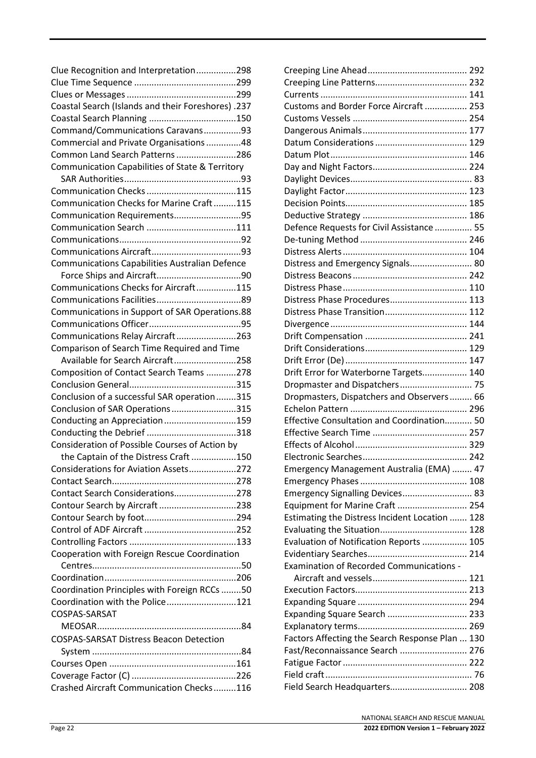Clue Recognition and Interpretation................298
Clue Time Sequence .........................................299
Clues or Messages ............................................299
Coastal Search (Islands and their Foreshores) .237
Coastal Search Planning ...................................150
Command/Communications Caravans...............93
Commercial and Private Organisations ..............48
Common Land Search Patterns ........................286
Communication Capabilities of State & Territory SAR Authorities...............................................93
Communication Checks ....................................115
Communication Checks for Marine Craft .........115
Communication Requirements...........................95
Communication Search ....................................111
Communications.................................................92
Communications Aircraft....................................93
Communications Capabilities Australian Defence Force Ships and Aircraft..................................90
Communications Checks for Aircraft................115
Communications Facilities..................................89
Communications in Support of SAR Operations.88
Communications Officer.....................................95
Communications Relay Aircraft ........................263
Comparison of Search Time Required and Time Available for Search Aircraft.........................258
Composition of Contact Search Teams ............278
Conclusion General...........................................315
Conclusion of a successful SAR operation ........315
Conclusion of SAR Operations ..........................315
Conducting an Appreciation .............................159
Conducting the Debrief ....................................318
Consideration of Possible Courses of Action by the Captain of the Distress Craft ..................150
Considerations for Aviation Assets...................272
Contact Search..................................................278
Contact Search Considerations.........................278
Contour Search by Aircraft ...............................238
Contour Search by foot.....................................294
Control of ADF Aircraft .....................................252
Controlling Factors ...........................................133
Cooperation with Foreign Rescue Coordination Centres...........................................................50
Coordination.....................................................206
Coordination Principles with Foreign RCCs ........50
Coordination with the Police............................121
COSPAS-SARSAT MEOSAR..........................................................84
COSPAS-SARSAT Distress Beacon Detection System ...........................................................84
Courses Open ...................................................161
Coverage Factor (C) ..........................................226
Crashed Aircraft Communication Checks .........116
Creeping Line Ahead........................................ 292
Creeping Line Patterns..................................... 232
Currents ........................................................... 141
Customs and Border Force Aircraft ................. 253
Customs Vessels .............................................. 254
Dangerous Animals.......................................... 177
Datum Considerations ..................................... 129
Datum Plot....................................................... 146
Day and Night Factors...................................... 224
Daylight Devices................................................. 83
Daylight Factor................................................. 123
Decision Points................................................. 185
Deductive Strategy .......................................... 186
Defence Requests for Civil Assistance ............... 55
De-tuning Method ........................................... 246
Distress Alerts .................................................. 104
Distress and Emergency Signals......................... 80
Distress Beacons .............................................. 242
Distress Phase .................................................. 110
Distress Phase Procedures............................... 113
Distress Phase Transition................................. 112
Divergence ....................................................... 144
Drift Compensation ......................................... 241
Drift Considerations......................................... 129
Drift Error (De) ................................................. 147
Drift Error for Waterborne Targets.................. 140
Dropmaster and Dispatchers ............................. 75
Dropmasters, Dispatchers and Observers ......... 66
Echelon Pattern ............................................... 296
Effective Consultation and Coordination........... 50
Effective Search Time ...................................... 257
Effects of Alcohol............................................. 329
Electronic Searches.......................................... 242
Emergency Management Australia (EMA) ........ 47
Emergency Phases ........................................... 108
Emergency Signalling Devices............................ 83
Equipment for Marine Craft ............................ 254
Estimating the Distress Incident Location ....... 128
Evaluating the Situation................................... 128
Evaluation of Notification Reports .................. 105
Evidentiary Searches........................................ 214
Examination of Recorded Communications - Aircraft and vessels...................................... 121
Execution Factors............................................. 213
Expanding Square ............................................ 294
Expanding Square Search ................................ 233
Explanatory terms............................................ 269
Factors Affecting the Search Response Plan ... 130
Fast/Reconnaissance Search ........................... 276
Fatigue Factor .................................................. 222
Field craft ........................................................... 76
Field Search Headquarters............................... 208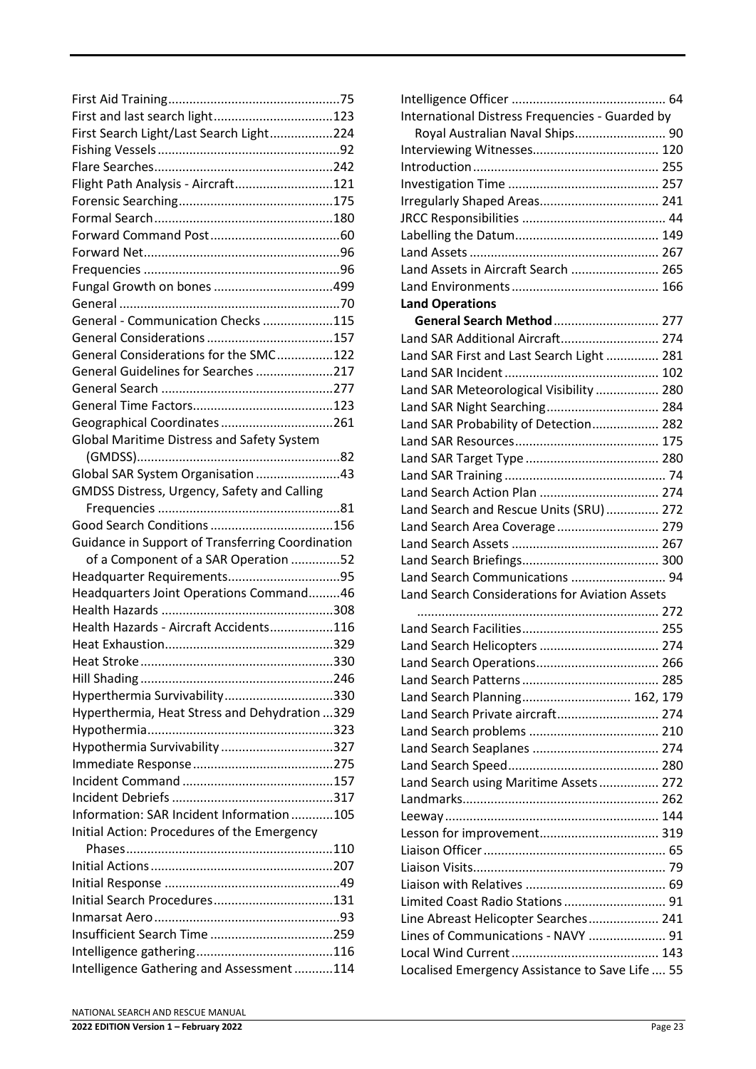First Aid Training ... 75
First and last search light ... 123
First Search Light/Last Search Light ... 224
Fishing Vessels ... 92
Flare Searches ... 242
Flight Path Analysis - Aircraft ... 121
Forensic Searching ... 175
Formal Search ... 180
Forward Command Post ... 60
Forward Net ... 96
Frequencies ... 96
Fungal Growth on bones ... 499
General ... 70
General - Communication Checks ... 115
General Considerations ... 157
General Considerations for the SMC ... 122
General Guidelines for Searches ... 217
General Search ... 277
General Time Factors ... 123
Geographical Coordinates ... 261
Global Maritime Distress and Safety System (GMDSS) ... 82
Global SAR System Organisation ... 43
GMDSS Distress, Urgency, Safety and Calling Frequencies ... 81
Good Search Conditions ... 156
Guidance in Support of Transferring Coordination of a Component of a SAR Operation ... 52
Headquarter Requirements ... 95
Headquarters Joint Operations Command ... 46
Health Hazards ... 308
Health Hazards - Aircraft Accidents ... 116
Heat Exhaustion ... 329
Heat Stroke ... 330
Hill Shading ... 246
Hyperthermia Survivability ... 330
Hyperthermia, Heat Stress and Dehydration ... 329
Hypothermia ... 323
Hypothermia Survivability ... 327
Immediate Response ... 275
Incident Command ... 157
Incident Debriefs ... 317
Information: SAR Incident Information ... 105
Initial Action: Procedures of the Emergency Phases ... 110
Initial Actions ... 207
Initial Response ... 49
Initial Search Procedures ... 131
Inmarsat Aero ... 93
Insufficient Search Time ... 259
Intelligence gathering ... 116
Intelligence Gathering and Assessment ... 114
Intelligence Officer ... 64
International Distress Frequencies - Guarded by Royal Australian Naval Ships ... 90
Interviewing Witnesses ... 120
Introduction ... 255
Investigation Time ... 257
Irregularly Shaped Areas ... 241
JRCC Responsibilities ... 44
Labelling the Datum ... 149
Land Assets ... 267
Land Assets in Aircraft Search ... 265
Land Environments ... 166

**Land Operations**

**General Search Method** ... 277

Land SAR Additional Aircraft ... 274
Land SAR First and Last Search Light ... 281
Land SAR Incident ... 102
Land SAR Meteorological Visibility ... 280
Land SAR Night Searching ... 284
Land SAR Probability of Detection ... 282
Land SAR Resources ... 175
Land SAR Target Type ... 280
Land SAR Training ... 74
Land Search Action Plan ... 274
Land Search and Rescue Units (SRU) ... 272
Land Search Area Coverage ... 279
Land Search Assets ... 267
Land Search Briefings ... 300
Land Search Communications ... 94
Land Search Considerations for Aviation Assets ... 272
Land Search Facilities ... 255
Land Search Helicopters ... 274
Land Search Operations ... 266
Land Search Patterns ... 285
Land Search Planning ... 162, 179
Land Search Private aircraft ... 274
Land Search problems ... 210
Land Search Seaplanes ... 274
Land Search Speed ... 280
Land Search using Maritime Assets ... 272
Landmarks ... 262
Leeway ... 144
Lesson for improvement ... 319
Liaison Officer ... 65
Liaison Visits ... 79
Liaison with Relatives ... 69
Limited Coast Radio Stations ... 91
Line Abreast Helicopter Searches ... 241
Lines of Communications - NAVY ... 91
Local Wind Current ... 143
Localised Emergency Assistance to Save Life ... 55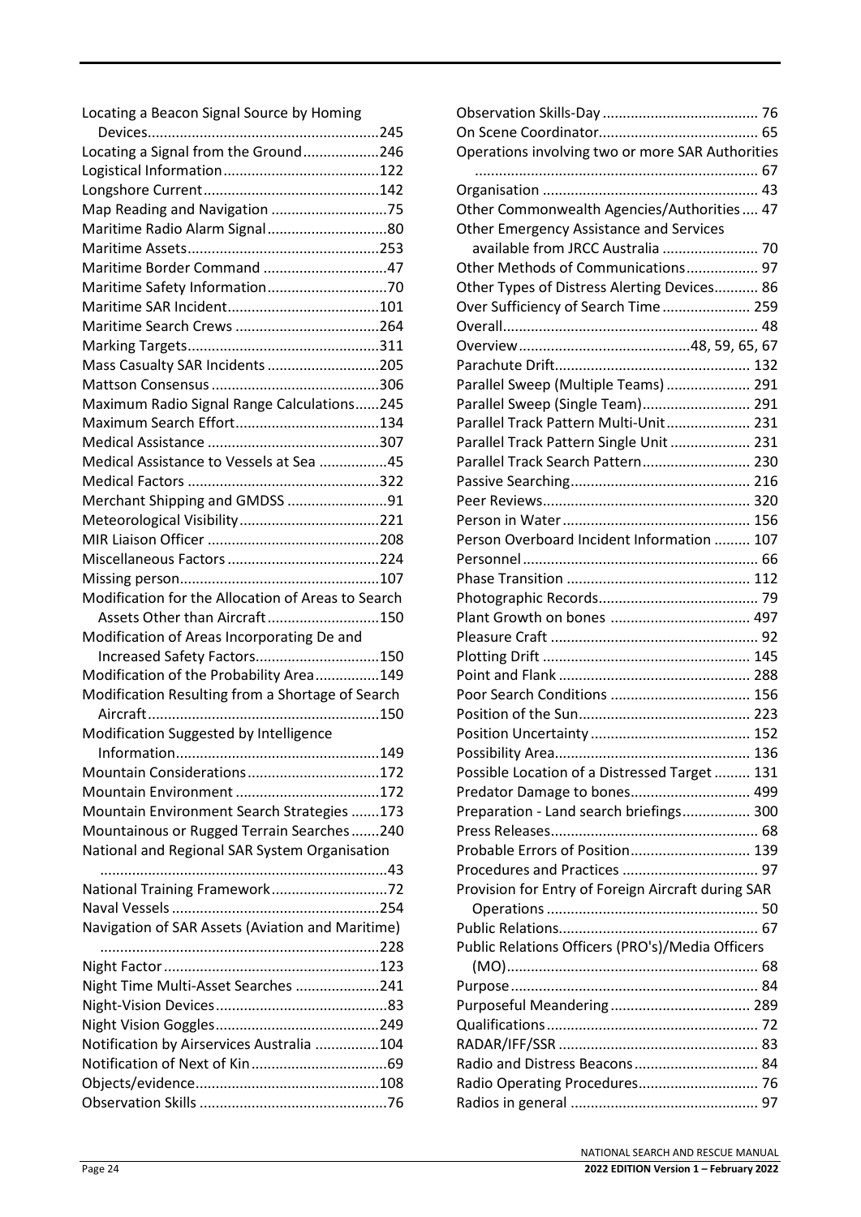Locating a Beacon Signal Source by Homing Devices ....245
Locating a Signal from the Ground ....246
Logistical Information ....122
Longshore Current ....142
Map Reading and Navigation ....75
Maritime Radio Alarm Signal ....80
Maritime Assets ....253
Maritime Border Command ....47
Maritime Safety Information ....70
Maritime SAR Incident ....101
Maritime Search Crews ....264
Marking Targets ....311
Mass Casualty SAR Incidents ....205
Mattson Consensus ....306
Maximum Radio Signal Range Calculations ....245
Maximum Search Effort ....134
Medical Assistance ....307
Medical Assistance to Vessels at Sea ....45
Medical Factors ....322
Merchant Shipping and GMDSS ....91
Meteorological Visibility ....221
MIR Liaison Officer ....208
Miscellaneous Factors ....224
Missing person ....107
Modification for the Allocation of Areas to Search Assets Other than Aircraft ....150
Modification of Areas Incorporating De and Increased Safety Factors ....150
Modification of the Probability Area ....149
Modification Resulting from a Shortage of Search Aircraft ....150
Modification Suggested by Intelligence Information ....149
Mountain Considerations ....172
Mountain Environment ....172
Mountain Environment Search Strategies ....173
Mountainous or Rugged Terrain Searches ....240
National and Regional SAR System Organisation ....43
National Training Framework ....72
Naval Vessels ....254
Navigation of SAR Assets (Aviation and Maritime) ....228
Night Factor ....123
Night Time Multi-Asset Searches ....241
Night-Vision Devices ....83
Night Vision Goggles ....249
Notification by Airservices Australia ....104
Notification of Next of Kin ....69
Objects/evidence ....108
Observation Skills ....76
Observation Skills-Day ....76
On Scene Coordinator ....65
Operations involving two or more SAR Authorities ....67
Organisation ....43
Other Commonwealth Agencies/Authorities ....47
Other Emergency Assistance and Services available from JRCC Australia ....70
Other Methods of Communications ....97
Other Types of Distress Alerting Devices ....86
Over Sufficiency of Search Time ....259
Overall ....48
Overview ....48, 59, 65, 67
Parachute Drift ....132
Parallel Sweep (Multiple Teams) ....291
Parallel Sweep (Single Team) ....291
Parallel Track Pattern Multi-Unit ....231
Parallel Track Pattern Single Unit ....231
Parallel Track Search Pattern ....230
Passive Searching ....216
Peer Reviews ....320
Person in Water ....156
Person Overboard Incident Information ....107
Personnel ....66
Phase Transition ....112
Photographic Records ....79
Plant Growth on bones ....497
Pleasure Craft ....92
Plotting Drift ....145
Point and Flank ....288
Poor Search Conditions ....156
Position of the Sun ....223
Position Uncertainty ....152
Possibility Area ....136
Possible Location of a Distressed Target ....131
Predator Damage to bones ....499
Preparation - Land search briefings ....300
Press Releases ....68
Probable Errors of Position ....139
Procedures and Practices ....97
Provision for Entry of Foreign Aircraft during SAR Operations ....50
Public Relations ....67
Public Relations Officers (PRO's)/Media Officers (MO) ....68
Purpose ....84
Purposeful Meandering ....289
Qualifications ....72
RADAR/IFF/SSR ....83
Radio and Distress Beacons ....84
Radio Operating Procedures ....76
Radios in general ....97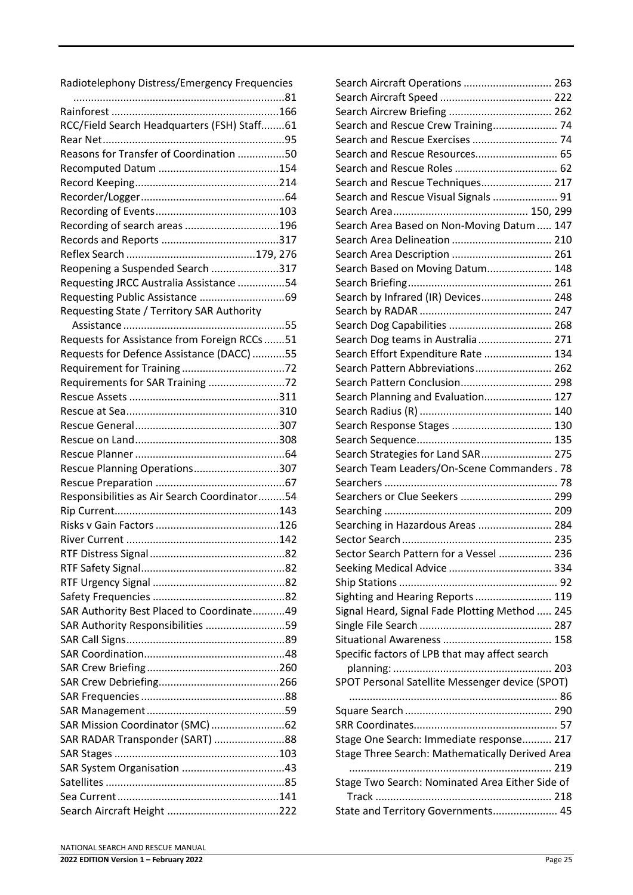Radiotelephony Distress/Emergency Frequencies ....................81
Rainforest ....................166
RCC/Field Search Headquarters (FSH) Staff....................61
Rear Net....................95
Reasons for Transfer of Coordination ....................50
Recomputed Datum ....................154
Record Keeping....................214
Recorder/Logger....................64
Recording of Events....................103
Recording of search areas ....................196
Records and Reports ....................317
Reflex Search ....................179, 276
Reopening a Suspended Search ....................317
Requesting JRCC Australia Assistance ....................54
Requesting Public Assistance ....................69
Requesting State / Territory SAR Authority Assistance....................55
Requests for Assistance from Foreign RCCs....................51
Requests for Defence Assistance (DACC)....................55
Requirement for Training....................72
Requirements for SAR Training ....................72
Rescue Assets ....................311
Rescue at Sea....................310
Rescue General....................307
Rescue on Land....................308
Rescue Planner....................64
Rescue Planning Operations....................307
Rescue Preparation ....................67
Responsibilities as Air Search Coordinator....................54
Rip Current....................143
Risks v Gain Factors ....................126
River Current ....................142
RTF Distress Signal....................82
RTF Safety Signal....................82
RTF Urgency Signal ....................82
Safety Frequencies ....................82
SAR Authority Best Placed to Coordinate....................49
SAR Authority Responsibilities ....................59
SAR Call Signs....................89
SAR Coordination....................48
SAR Crew Briefing....................260
SAR Crew Debriefing....................266
SAR Frequencies....................88
SAR Management....................59
SAR Mission Coordinator (SMC)....................62
SAR RADAR Transponder (SART) ....................88
SAR Stages ....................103
SAR System Organisation ....................43
Satellites ....................85
Sea Current....................141
Search Aircraft Height ....................222
Search Aircraft Operations ....................263
Search Aircraft Speed ....................222
Search Aircrew Briefing ....................262
Search and Rescue Crew Training....................74
Search and Rescue Exercises ....................74
Search and Rescue Resources....................65
Search and Rescue Roles ....................62
Search and Rescue Techniques....................217
Search and Rescue Visual Signals ....................91
Search Area....................150, 299
Search Area Based on Non-Moving Datum....................147
Search Area Delineation ....................210
Search Area Description ....................261
Search Based on Moving Datum....................148
Search Briefing....................261
Search by Infrared (IR) Devices....................248
Search by RADAR....................247
Search Dog Capabilities ....................268
Search Dog teams in Australia....................271
Search Effort Expenditure Rate ....................134
Search Pattern Abbreviations....................262
Search Pattern Conclusion....................298
Search Planning and Evaluation....................127
Search Radius (R)....................140
Search Response Stages ....................130
Search Sequence....................135
Search Strategies for Land SAR....................275
Search Team Leaders/On-Scene Commanders....................78
Searchers ....................78
Searchers or Clue Seekers ....................299
Searching ....................209
Searching in Hazardous Areas ....................284
Sector Search....................235
Sector Search Pattern for a Vessel ....................236
Seeking Medical Advice ....................334
Ship Stations ....................92
Sighting and Hearing Reports....................119
Signal Heard, Signal Fade Plotting Method....................245
Single File Search....................287
Situational Awareness ....................158
Specific factors of LPB that may affect search planning:....................203
SPOT Personal Satellite Messenger device (SPOT) ....................86
Square Search....................290
SRR Coordinates....................57
Stage One Search: Immediate response....................217
Stage Three Search: Mathematically Derived Area ....................219
Stage Two Search: Nominated Area Either Side of Track....................218
State and Territory Governments....................45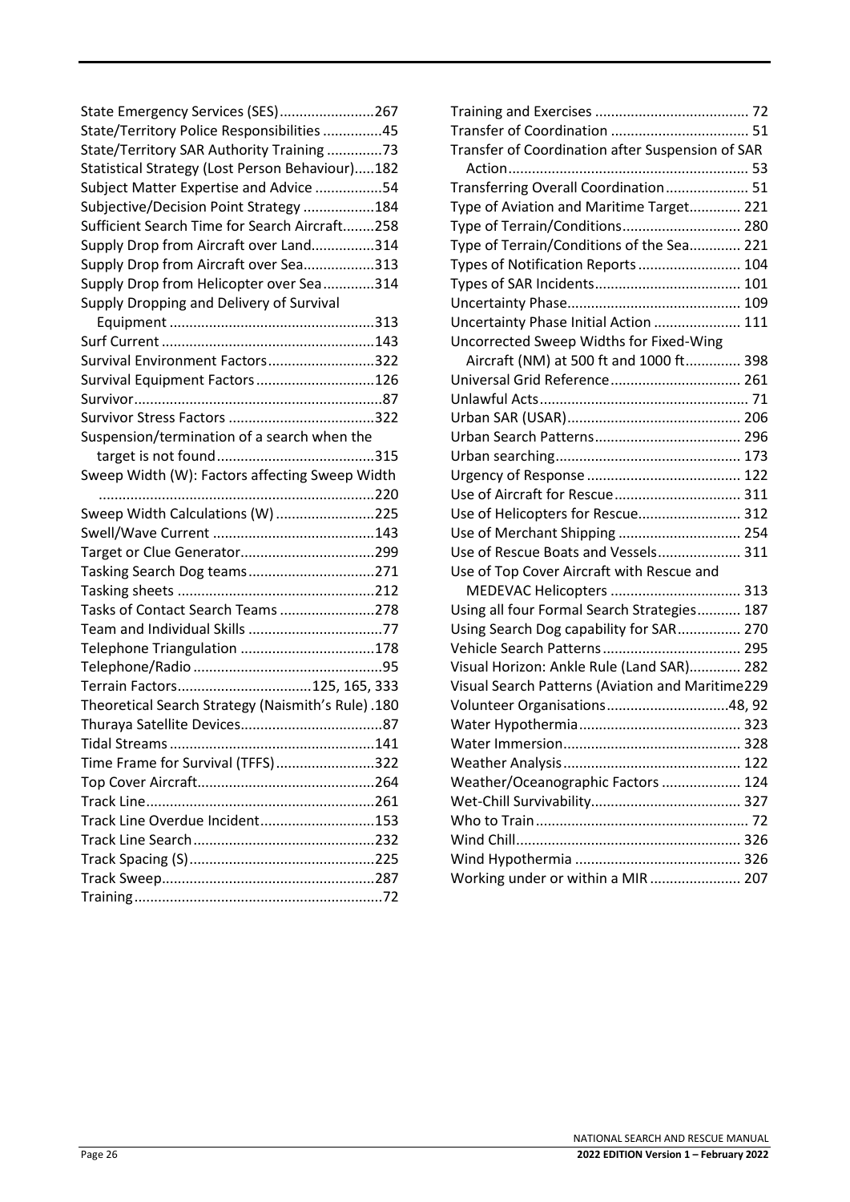State Emergency Services (SES)........................267
State/Territory Police Responsibilities ...............45
State/Territory SAR Authority Training ..............73
Statistical Strategy (Lost Person Behaviour).....182
Subject Matter Expertise and Advice .................54
Subjective/Decision Point Strategy ..................184
Sufficient Search Time for Search Aircraft........258
Supply Drop from Aircraft over Land................314
Supply Drop from Aircraft over Sea..................313
Supply Drop from Helicopter over Sea.............314
Supply Dropping and Delivery of Survival Equipment ....................................................313
Surf Current ......................................................143
Survival Environment Factors...........................322
Survival Equipment Factors..............................126
Survivor...............................................................87
Survivor Stress Factors .....................................322
Suspension/termination of a search when the target is not found........................................315
Sweep Width (W): Factors affecting Sweep Width .....................................................................220
Sweep Width Calculations (W).........................225
Swell/Wave Current .........................................143
Target or Clue Generator..................................299
Tasking Search Dog teams................................271
Tasking sheets ..................................................212
Tasks of Contact Search Teams ........................278
Team and Individual Skills .................................77
Telephone Triangulation ..................................178
Telephone/Radio ................................................95
Terrain Factors..................................125, 165, 333
Theoretical Search Strategy (Naismith's Rule) .180
Thuraya Satellite Devices....................................87
Tidal Streams ....................................................141
Time Frame for Survival (TFFS).........................322
Top Cover Aircraft.............................................264
Track Line..........................................................261
Track Line Overdue Incident.............................153
Track Line Search..............................................232
Track Spacing (S)...............................................225
Track Sweep......................................................287
Training...............................................................72
Training and Exercises ....................................... 72
Transfer of Coordination ................................... 51
Transfer of Coordination after Suspension of SAR Action............................................................. 53
Transferring Overall Coordination..................... 51
Type of Aviation and Maritime Target............. 221
Type of Terrain/Conditions.............................. 280
Type of Terrain/Conditions of the Sea............. 221
Types of Notification Reports .......................... 104
Types of SAR Incidents..................................... 101
Uncertainty Phase............................................ 109
Uncertainty Phase Initial Action ...................... 111
Uncorrected Sweep Widths for Fixed-Wing Aircraft (NM) at 500 ft and 1000 ft.............. 398
Universal Grid Reference................................. 261
Unlawful Acts..................................................... 71
Urban SAR (USAR)............................................ 206
Urban Search Patterns..................................... 296
Urban searching............................................... 173
Urgency of Response ....................................... 122
Use of Aircraft for Rescue................................ 311
Use of Helicopters for Rescue.......................... 312
Use of Merchant Shipping ............................... 254
Use of Rescue Boats and Vessels..................... 311
Use of Top Cover Aircraft with Rescue and MEDEVAC Helicopters ................................. 313
Using all four Formal Search Strategies........... 187
Using Search Dog capability for SAR................ 270
Vehicle Search Patterns................................... 295
Visual Horizon: Ankle Rule (Land SAR)............. 282
Visual Search Patterns (Aviation and Maritime229
Volunteer Organisations...............................48, 92
Water Hypothermia......................................... 323
Water Immersion............................................. 328
Weather Analysis............................................. 122
Weather/Oceanographic Factors .................... 124
Wet-Chill Survivability...................................... 327
Who to Train ...................................................... 72
Wind Chill......................................................... 326
Wind Hypothermia .......................................... 326
Working under or within a MIR ....................... 207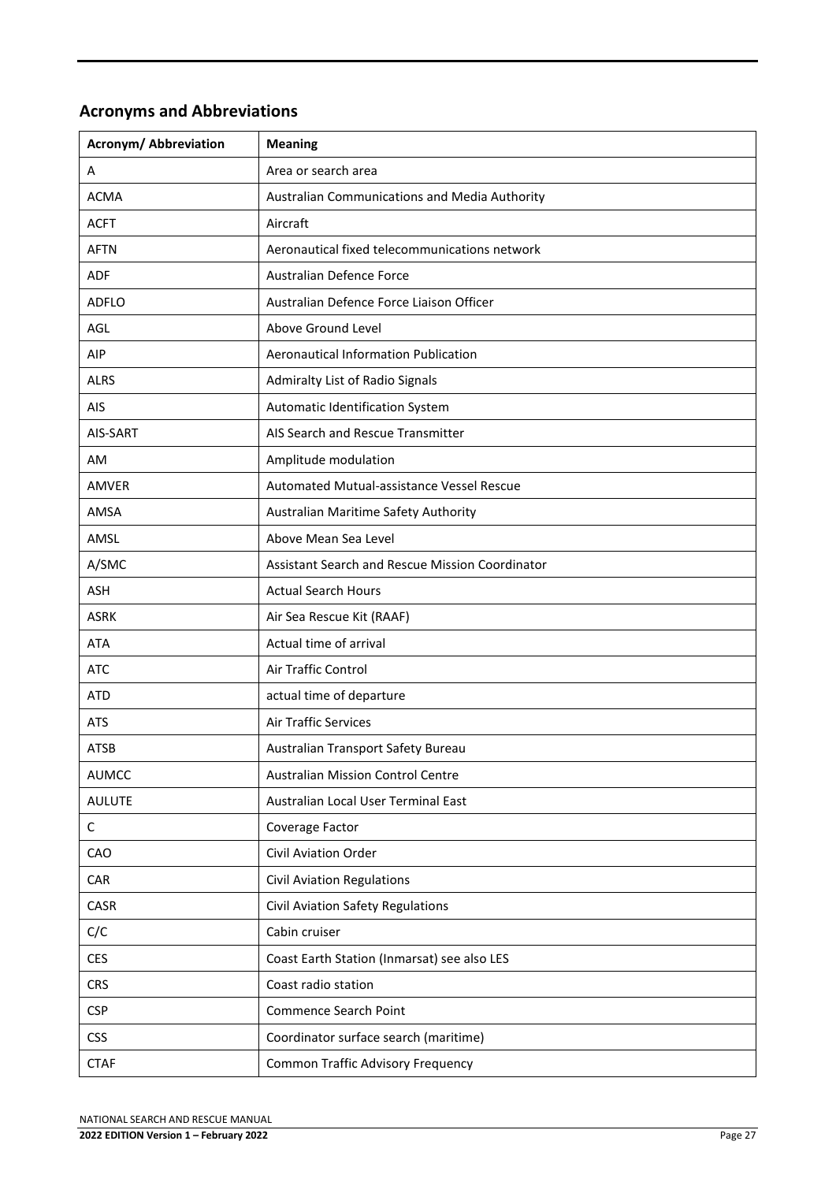## Acronyms and Abbreviations

| Acronym/ Abbreviation | Meaning |
| --- | --- |
| A | Area or search area |
| ACMA | Australian Communications and Media Authority |
| ACFT | Aircraft |
| AFTN | Aeronautical fixed telecommunications network |
| ADF | Australian Defence Force |
| ADFLO | Australian Defence Force Liaison Officer |
| AGL | Above Ground Level |
| AIP | Aeronautical Information Publication |
| ALRS | Admiralty List of Radio Signals |
| AIS | Automatic Identification System |
| AIS-SART | AIS Search and Rescue Transmitter |
| AM | Amplitude modulation |
| AMVER | Automated Mutual-assistance Vessel Rescue |
| AMSA | Australian Maritime Safety Authority |
| AMSL | Above Mean Sea Level |
| A/SMC | Assistant Search and Rescue Mission Coordinator |
| ASH | Actual Search Hours |
| ASRK | Air Sea Rescue Kit (RAAF) |
| ATA | Actual time of arrival |
| ATC | Air Traffic Control |
| ATD | actual time of departure |
| ATS | Air Traffic Services |
| ATSB | Australian Transport Safety Bureau |
| AUMCC | Australian Mission Control Centre |
| AULUTE | Australian Local User Terminal East |
| C | Coverage Factor |
| CAO | Civil Aviation Order |
| CAR | Civil Aviation Regulations |
| CASR | Civil Aviation Safety Regulations |
| C/C | Cabin cruiser |
| CES | Coast Earth Station (Inmarsat) see also LES |
| CRS | Coast radio station |
| CSP | Commence Search Point |
| CSS | Coordinator surface search (maritime) |
| CTAF | Common Traffic Advisory Frequency |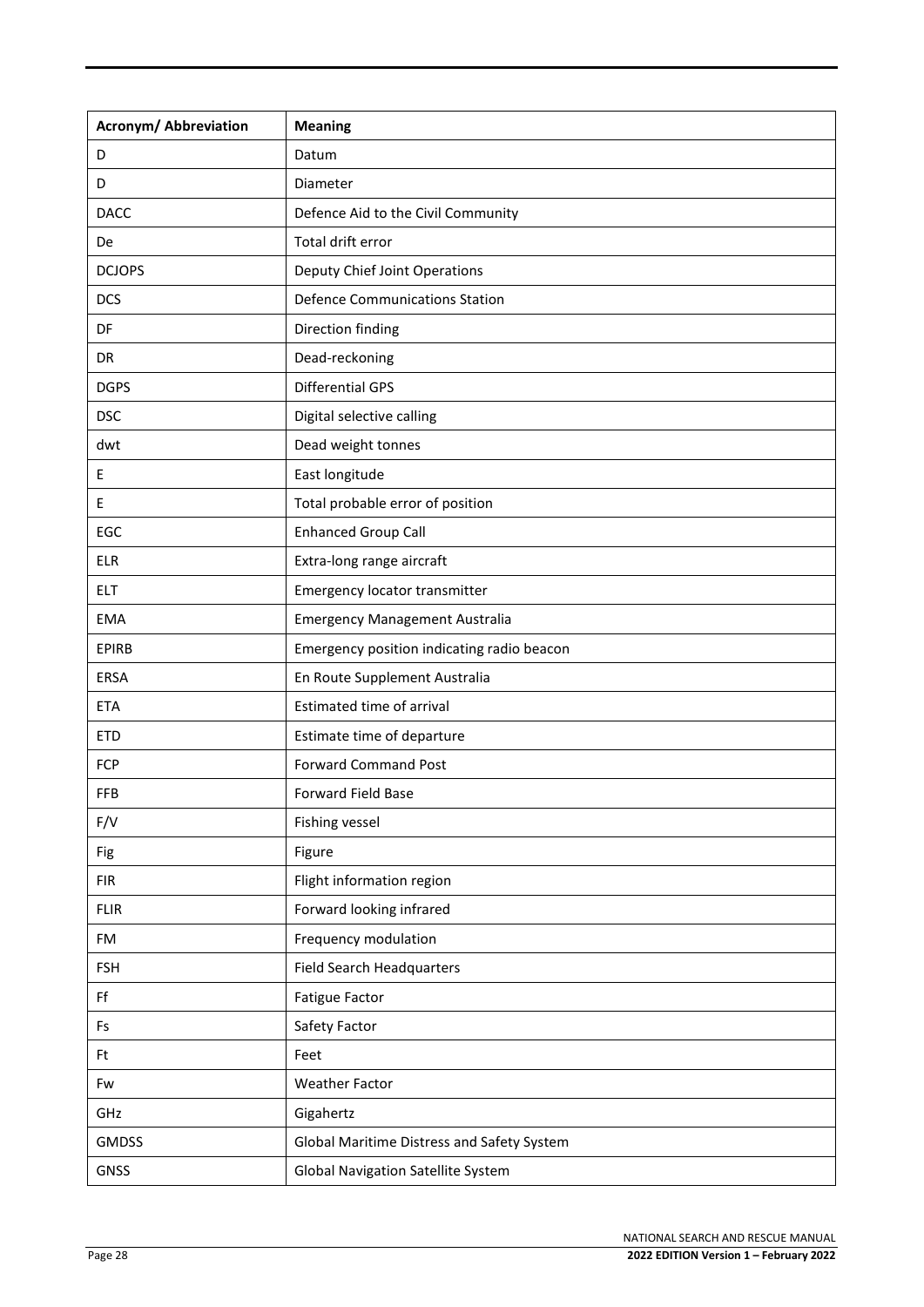| Acronym/ Abbreviation | Meaning |
| --- | --- |
| D | Datum |
| D | Diameter |
| DACC | Defence Aid to the Civil Community |
| De | Total drift error |
| DCJOPS | Deputy Chief Joint Operations |
| DCS | Defence Communications Station |
| DF | Direction finding |
| DR | Dead-reckoning |
| DGPS | Differential GPS |
| DSC | Digital selective calling |
| dwt | Dead weight tonnes |
| E | East longitude |
| E | Total probable error of position |
| EGC | Enhanced Group Call |
| ELR | Extra-long range aircraft |
| ELT | Emergency locator transmitter |
| EMA | Emergency Management Australia |
| EPIRB | Emergency position indicating radio beacon |
| ERSA | En Route Supplement Australia |
| ETA | Estimated time of arrival |
| ETD | Estimate time of departure |
| FCP | Forward Command Post |
| FFB | Forward Field Base |
| F/V | Fishing vessel |
| Fig | Figure |
| FIR | Flight information region |
| FLIR | Forward looking infrared |
| FM | Frequency modulation |
| FSH | Field Search Headquarters |
| Ff | Fatigue Factor |
| Fs | Safety Factor |
| Ft | Feet |
| Fw | Weather Factor |
| GHz | Gigahertz |
| GMDSS | Global Maritime Distress and Safety System |
| GNSS | Global Navigation Satellite System |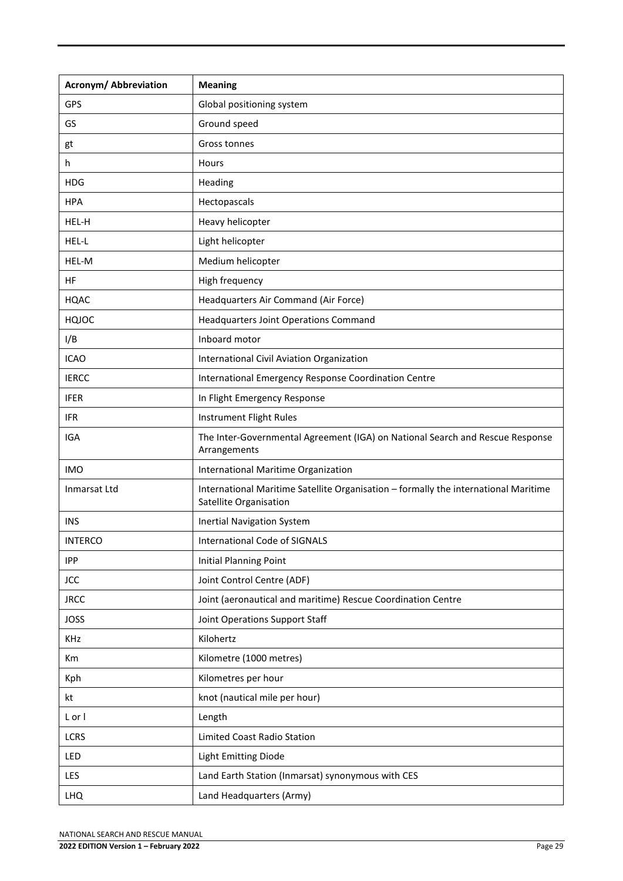| Acronym/ Abbreviation | Meaning |
| --- | --- |
| GPS | Global positioning system |
| GS | Ground speed |
| gt | Gross tonnes |
| h | Hours |
| HDG | Heading |
| HPA | Hectopascals |
| HEL-H | Heavy helicopter |
| HEL-L | Light helicopter |
| HEL-M | Medium helicopter |
| HF | High frequency |
| HQAC | Headquarters Air Command (Air Force) |
| HQJOC | Headquarters Joint Operations Command |
| I/B | Inboard motor |
| ICAO | International Civil Aviation Organization |
| IERCC | International Emergency Response Coordination Centre |
| IFER | In Flight Emergency Response |
| IFR | Instrument Flight Rules |
| IGA | The Inter-Governmental Agreement (IGA) on National Search and Rescue Response Arrangements |
| IMO | International Maritime Organization |
| Inmarsat Ltd | International Maritime Satellite Organisation – formally the international Maritime Satellite Organisation |
| INS | Inertial Navigation System |
| INTERCO | International Code of SIGNALS |
| IPP | Initial Planning Point |
| JCC | Joint Control Centre (ADF) |
| JRCC | Joint (aeronautical and maritime) Rescue Coordination Centre |
| JOSS | Joint Operations Support Staff |
| KHz | Kilohertz |
| Km | Kilometre (1000 metres) |
| Kph | Kilometres per hour |
| kt | knot (nautical mile per hour) |
| L or l | Length |
| LCRS | Limited Coast Radio Station |
| LED | Light Emitting Diode |
| LES | Land Earth Station (Inmarsat) synonymous with CES |
| LHQ | Land Headquarters (Army) |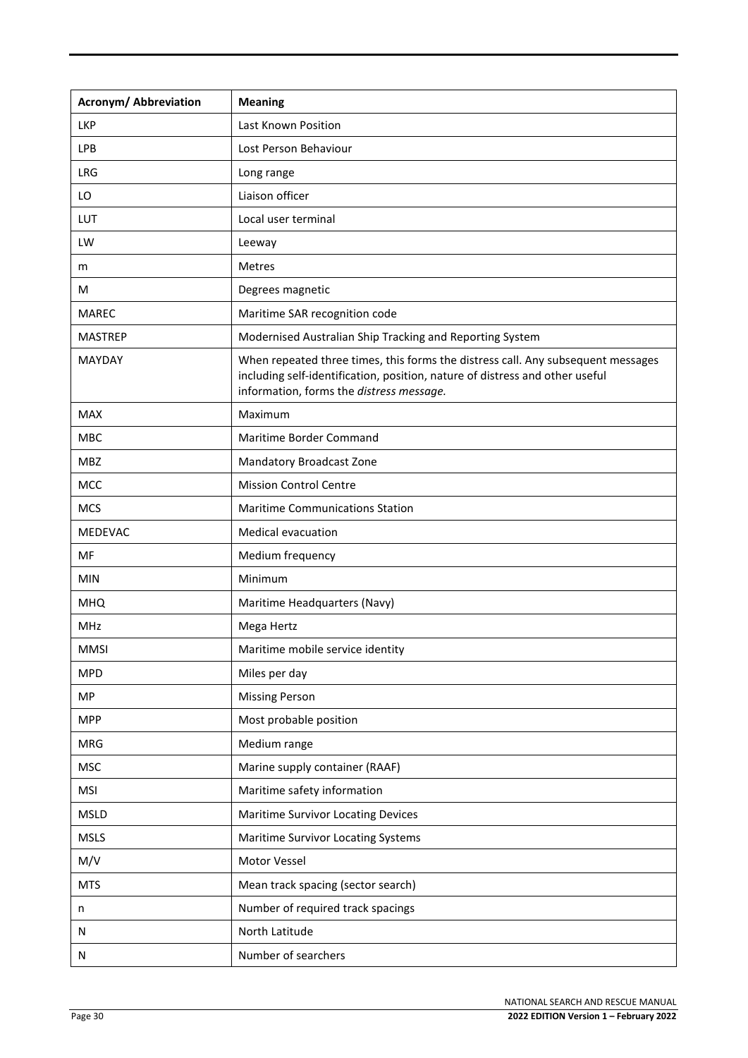| Acronym/ Abbreviation | Meaning |
|---|---|
| LKP | Last Known Position |
| LPB | Lost Person Behaviour |
| LRG | Long range |
| LO | Liaison officer |
| LUT | Local user terminal |
| LW | Leeway |
| m | Metres |
| M | Degrees magnetic |
| MAREC | Maritime SAR recognition code |
| MASTREP | Modernised Australian Ship Tracking and Reporting System |
| MAYDAY | When repeated three times, this forms the distress call. Any subsequent messages including self-identification, position, nature of distress and other useful information, forms the *distress message.* |
| MAX | Maximum |
| MBC | Maritime Border Command |
| MBZ | Mandatory Broadcast Zone |
| MCC | Mission Control Centre |
| MCS | Maritime Communications Station |
| MEDEVAC | Medical evacuation |
| MF | Medium frequency |
| MIN | Minimum |
| MHQ | Maritime Headquarters (Navy) |
| MHz | Mega Hertz |
| MMSI | Maritime mobile service identity |
| MPD | Miles per day |
| MP | Missing Person |
| MPP | Most probable position |
| MRG | Medium range |
| MSC | Marine supply container (RAAF) |
| MSI | Maritime safety information |
| MSLD | Maritime Survivor Locating Devices |
| MSLS | Maritime Survivor Locating Systems |
| M/V | Motor Vessel |
| MTS | Mean track spacing (sector search) |
| n | Number of required track spacings |
| N | North Latitude |
| N | Number of searchers |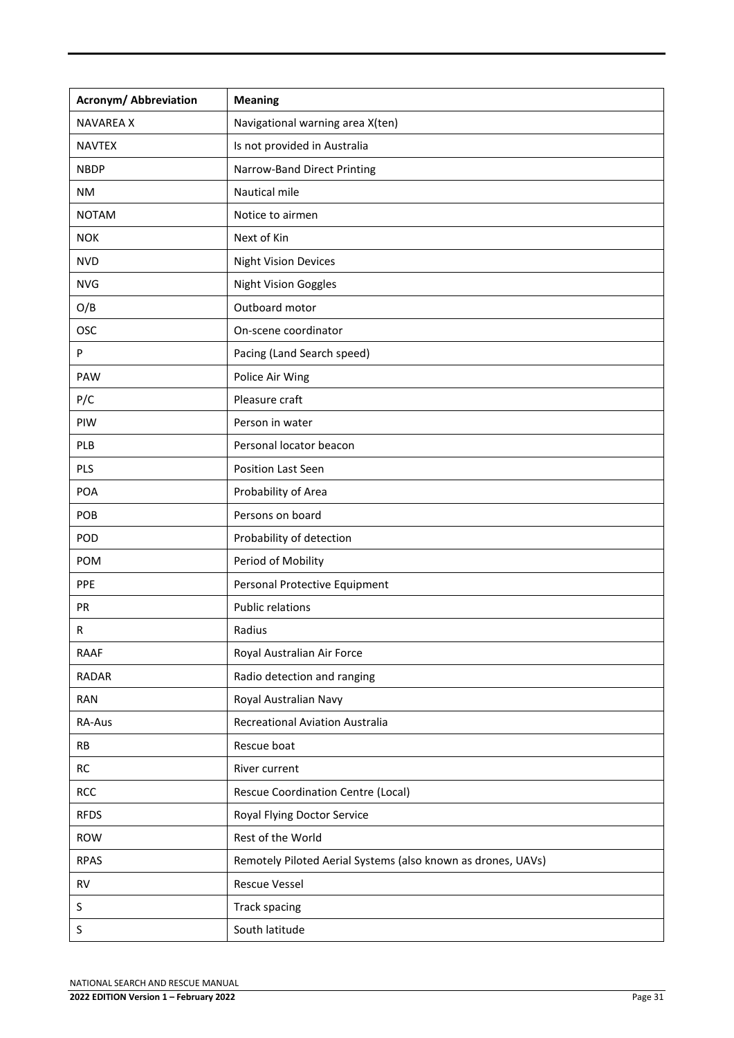| Acronym/ Abbreviation | Meaning |
|---|---|
| NAVAREA X | Navigational warning area X(ten) |
| NAVTEX | Is not provided in Australia |
| NBDP | Narrow-Band Direct Printing |
| NM | Nautical mile |
| NOTAM | Notice to airmen |
| NOK | Next of Kin |
| NVD | Night Vision Devices |
| NVG | Night Vision Goggles |
| O/B | Outboard motor |
| OSC | On-scene coordinator |
| P | Pacing (Land Search speed) |
| PAW | Police Air Wing |
| P/C | Pleasure craft |
| PIW | Person in water |
| PLB | Personal locator beacon |
| PLS | Position Last Seen |
| POA | Probability of Area |
| POB | Persons on board |
| POD | Probability of detection |
| POM | Period of Mobility |
| PPE | Personal Protective Equipment |
| PR | Public relations |
| R | Radius |
| RAAF | Royal Australian Air Force |
| RADAR | Radio detection and ranging |
| RAN | Royal Australian Navy |
| RA-Aus | Recreational Aviation Australia |
| RB | Rescue boat |
| RC | River current |
| RCC | Rescue Coordination Centre (Local) |
| RFDS | Royal Flying Doctor Service |
| ROW | Rest of the World |
| RPAS | Remotely Piloted Aerial Systems (also known as drones, UAVs) |
| RV | Rescue Vessel |
| S | Track spacing |
| S | South latitude |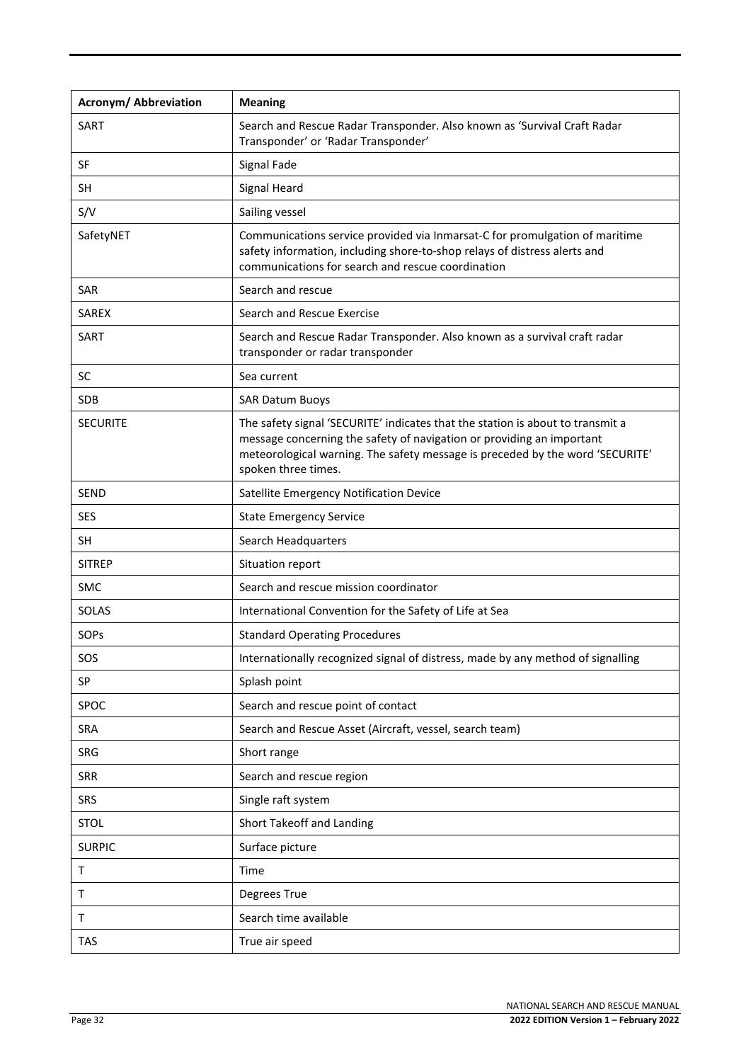| Acronym/ Abbreviation | Meaning |
|---|---|
| SART | Search and Rescue Radar Transponder. Also known as 'Survival Craft Radar Transponder' or 'Radar Transponder' |
| SF | Signal Fade |
| SH | Signal Heard |
| S/V | Sailing vessel |
| SafetyNET | Communications service provided via Inmarsat-C for promulgation of maritime safety information, including shore-to-shop relays of distress alerts and communications for search and rescue coordination |
| SAR | Search and rescue |
| SAREX | Search and Rescue Exercise |
| SART | Search and Rescue Radar Transponder. Also known as a survival craft radar transponder or radar transponder |
| SC | Sea current |
| SDB | SAR Datum Buoys |
| SECURITE | The safety signal 'SECURITE' indicates that the station is about to transmit a message concerning the safety of navigation or providing an important meteorological warning. The safety message is preceded by the word 'SECURITE' spoken three times. |
| SEND | Satellite Emergency Notification Device |
| SES | State Emergency Service |
| SH | Search Headquarters |
| SITREP | Situation report |
| SMC | Search and rescue mission coordinator |
| SOLAS | International Convention for the Safety of Life at Sea |
| SOPs | Standard Operating Procedures |
| SOS | Internationally recognized signal of distress, made by any method of signalling |
| SP | Splash point |
| SPOC | Search and rescue point of contact |
| SRA | Search and Rescue Asset (Aircraft, vessel, search team) |
| SRG | Short range |
| SRR | Search and rescue region |
| SRS | Single raft system |
| STOL | Short Takeoff and Landing |
| SURPIC | Surface picture |
| T | Time |
| T | Degrees True |
| T | Search time available |
| TAS | True air speed |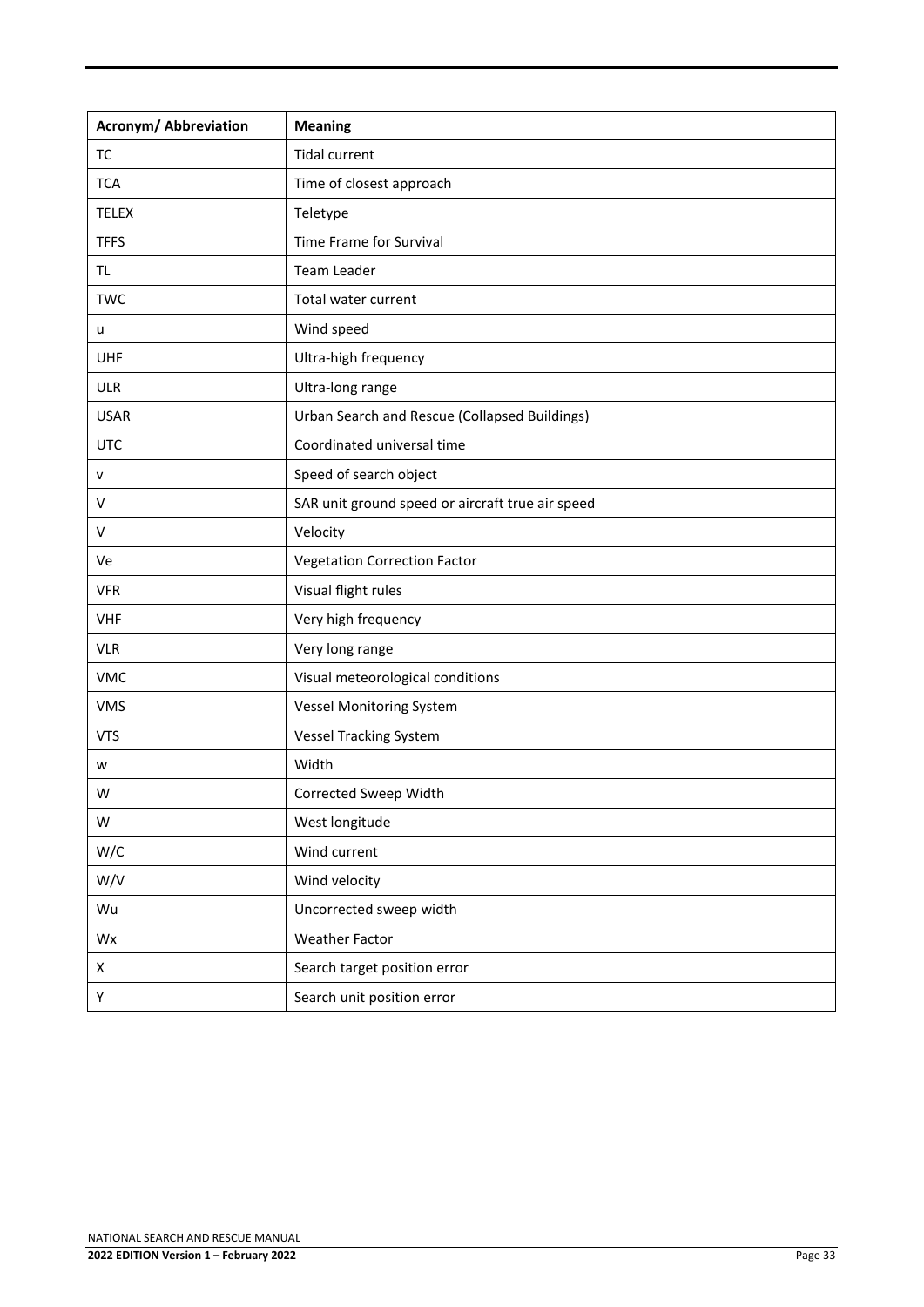| Acronym/ Abbreviation | Meaning |
|---|---|
| TC | Tidal current |
| TCA | Time of closest approach |
| TELEX | Teletype |
| TFFS | Time Frame for Survival |
| TL | Team Leader |
| TWC | Total water current |
| u | Wind speed |
| UHF | Ultra-high frequency |
| ULR | Ultra-long range |
| USAR | Urban Search and Rescue (Collapsed Buildings) |
| UTC | Coordinated universal time |
| v | Speed of search object |
| V | SAR unit ground speed or aircraft true air speed |
| V | Velocity |
| Ve | Vegetation Correction Factor |
| VFR | Visual flight rules |
| VHF | Very high frequency |
| VLR | Very long range |
| VMC | Visual meteorological conditions |
| VMS | Vessel Monitoring System |
| VTS | Vessel Tracking System |
| w | Width |
| W | Corrected Sweep Width |
| W | West longitude |
| W/C | Wind current |
| W/V | Wind velocity |
| Wu | Uncorrected sweep width |
| Wx | Weather Factor |
| X | Search target position error |
| Y | Search unit position error |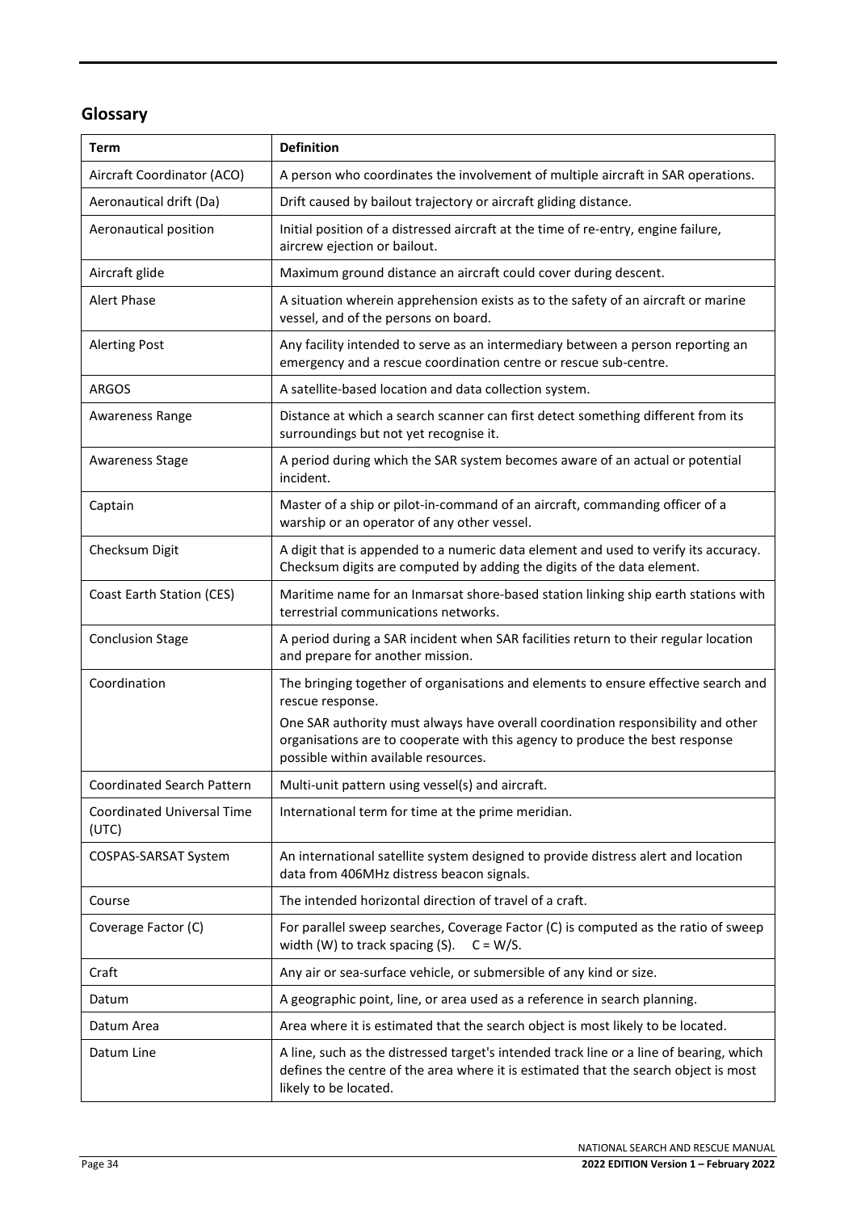## Glossary

| Term | Definition |
| --- | --- |
| Aircraft Coordinator (ACO) | A person who coordinates the involvement of multiple aircraft in SAR operations. |
| Aeronautical drift (Da) | Drift caused by bailout trajectory or aircraft gliding distance. |
| Aeronautical position | Initial position of a distressed aircraft at the time of re-entry, engine failure, aircrew ejection or bailout. |
| Aircraft glide | Maximum ground distance an aircraft could cover during descent. |
| Alert Phase | A situation wherein apprehension exists as to the safety of an aircraft or marine vessel, and of the persons on board. |
| Alerting Post | Any facility intended to serve as an intermediary between a person reporting an emergency and a rescue coordination centre or rescue sub-centre. |
| ARGOS | A satellite-based location and data collection system. |
| Awareness Range | Distance at which a search scanner can first detect something different from its surroundings but not yet recognise it. |
| Awareness Stage | A period during which the SAR system becomes aware of an actual or potential incident. |
| Captain | Master of a ship or pilot-in-command of an aircraft, commanding officer of a warship or an operator of any other vessel. |
| Checksum Digit | A digit that is appended to a numeric data element and used to verify its accuracy. Checksum digits are computed by adding the digits of the data element. |
| Coast Earth Station (CES) | Maritime name for an Inmarsat shore-based station linking ship earth stations with terrestrial communications networks. |
| Conclusion Stage | A period during a SAR incident when SAR facilities return to their regular location and prepare for another mission. |
| Coordination | The bringing together of organisations and elements to ensure effective search and rescue response.<br>One SAR authority must always have overall coordination responsibility and other organisations are to cooperate with this agency to produce the best response possible within available resources. |
| Coordinated Search Pattern | Multi-unit pattern using vessel(s) and aircraft. |
| Coordinated Universal Time (UTC) | International term for time at the prime meridian. |
| COSPAS-SARSAT System | An international satellite system designed to provide distress alert and location data from 406MHz distress beacon signals. |
| Course | The intended horizontal direction of travel of a craft. |
| Coverage Factor (C) | For parallel sweep searches, Coverage Factor (C) is computed as the ratio of sweep width (W) to track spacing (S). $C = W/S$. |
| Craft | Any air or sea-surface vehicle, or submersible of any kind or size. |
| Datum | A geographic point, line, or area used as a reference in search planning. |
| Datum Area | Area where it is estimated that the search object is most likely to be located. |
| Datum Line | A line, such as the distressed target's intended track line or a line of bearing, which defines the centre of the area where it is estimated that the search object is most likely to be located. |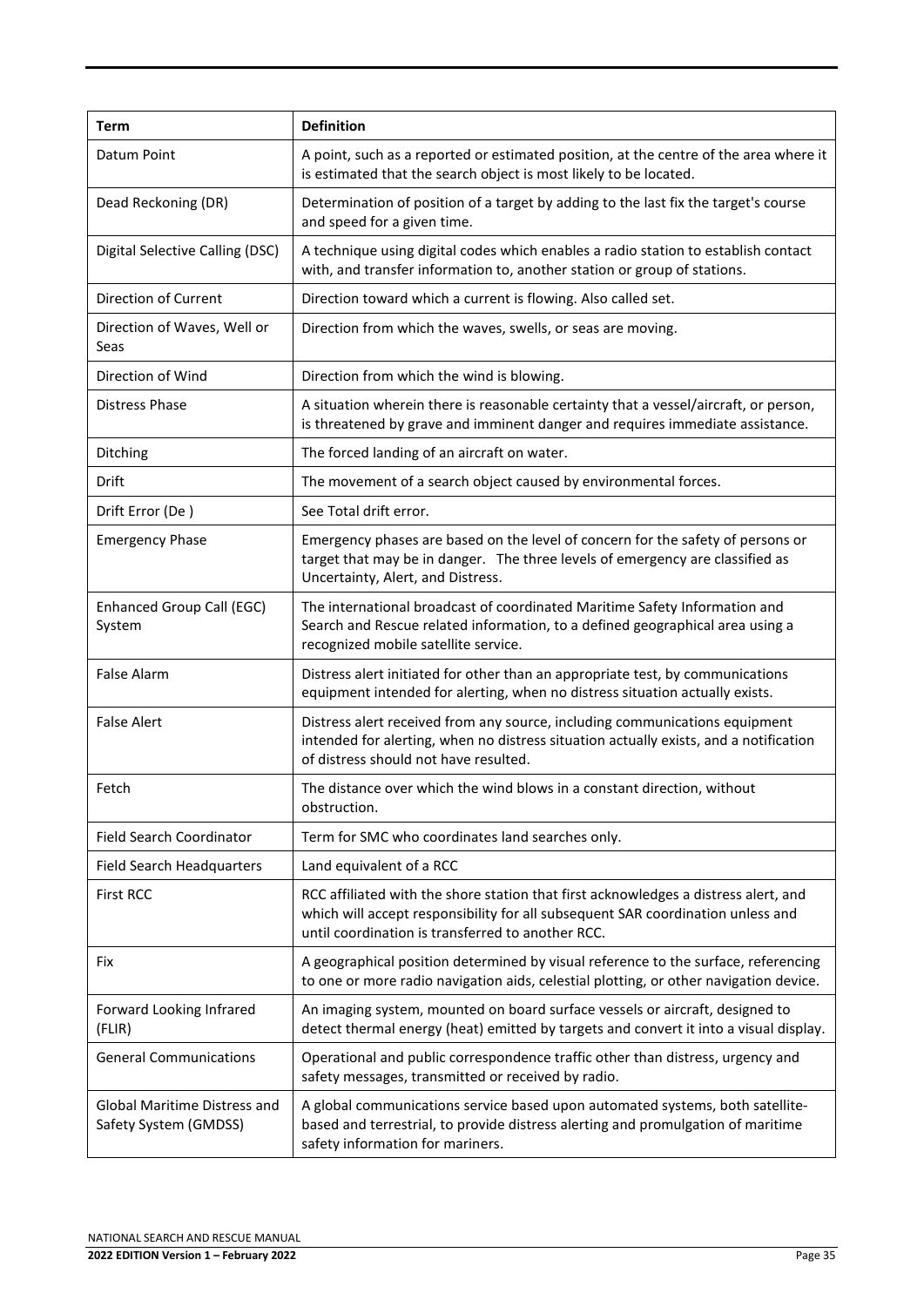| Term | Definition |
| --- | --- |
| Datum Point | A point, such as a reported or estimated position, at the centre of the area where it is estimated that the search object is most likely to be located. |
| Dead Reckoning (DR) | Determination of position of a target by adding to the last fix the target's course and speed for a given time. |
| Digital Selective Calling (DSC) | A technique using digital codes which enables a radio station to establish contact with, and transfer information to, another station or group of stations. |
| Direction of Current | Direction toward which a current is flowing. Also called set. |
| Direction of Waves, Well or Seas | Direction from which the waves, swells, or seas are moving. |
| Direction of Wind | Direction from which the wind is blowing. |
| Distress Phase | A situation wherein there is reasonable certainty that a vessel/aircraft, or person, is threatened by grave and imminent danger and requires immediate assistance. |
| Ditching | The forced landing of an aircraft on water. |
| Drift | The movement of a search object caused by environmental forces. |
| Drift Error (De ) | See Total drift error. |
| Emergency Phase | Emergency phases are based on the level of concern for the safety of persons or target that may be in danger. The three levels of emergency are classified as Uncertainty, Alert, and Distress. |
| Enhanced Group Call (EGC) System | The international broadcast of coordinated Maritime Safety Information and Search and Rescue related information, to a defined geographical area using a recognized mobile satellite service. |
| False Alarm | Distress alert initiated for other than an appropriate test, by communications equipment intended for alerting, when no distress situation actually exists. |
| False Alert | Distress alert received from any source, including communications equipment intended for alerting, when no distress situation actually exists, and a notification of distress should not have resulted. |
| Fetch | The distance over which the wind blows in a constant direction, without obstruction. |
| Field Search Coordinator | Term for SMC who coordinates land searches only. |
| Field Search Headquarters | Land equivalent of a RCC |
| First RCC | RCC affiliated with the shore station that first acknowledges a distress alert, and which will accept responsibility for all subsequent SAR coordination unless and until coordination is transferred to another RCC. |
| Fix | A geographical position determined by visual reference to the surface, referencing to one or more radio navigation aids, celestial plotting, or other navigation device. |
| Forward Looking Infrared (FLIR) | An imaging system, mounted on board surface vessels or aircraft, designed to detect thermal energy (heat) emitted by targets and convert it into a visual display. |
| General Communications | Operational and public correspondence traffic other than distress, urgency and safety messages, transmitted or received by radio. |
| Global Maritime Distress and Safety System (GMDSS) | A global communications service based upon automated systems, both satellite-based and terrestrial, to provide distress alerting and promulgation of maritime safety information for mariners. |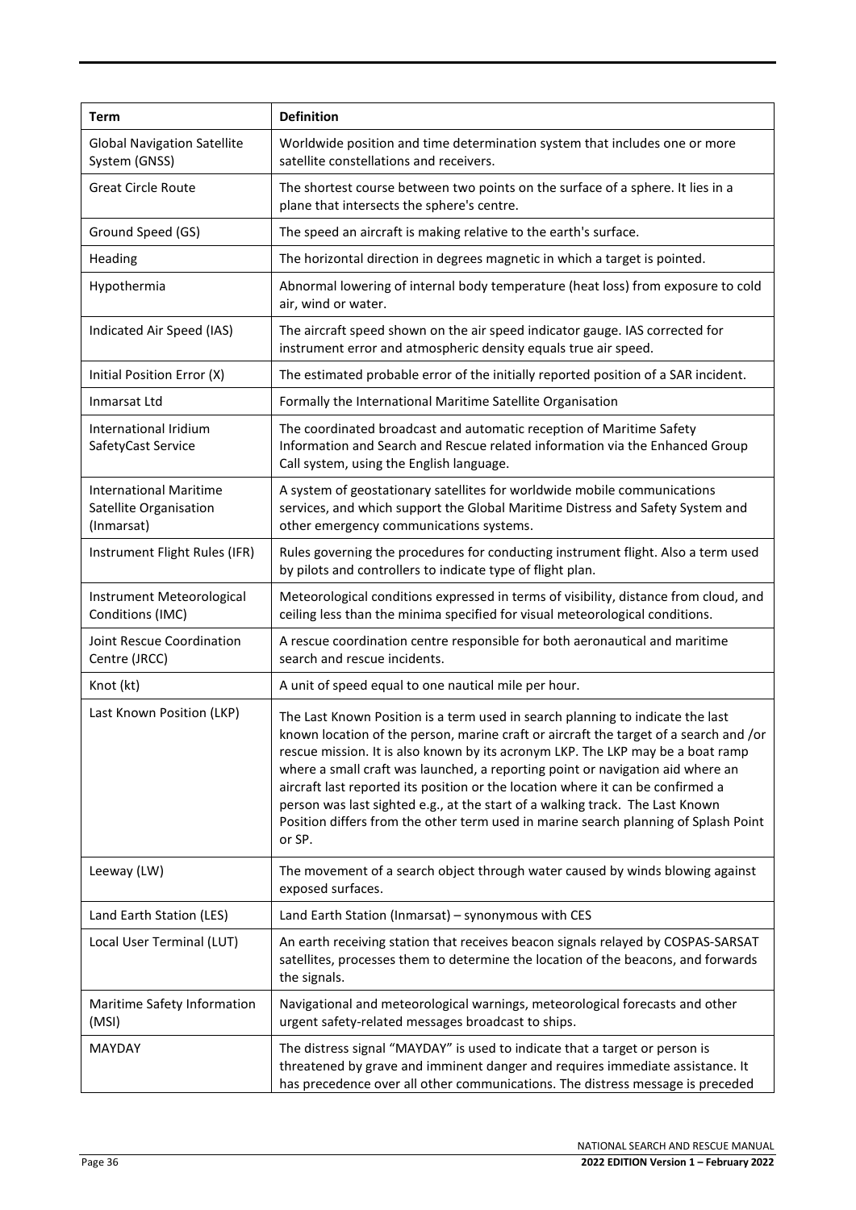| Term | Definition |
|---|---|
| Global Navigation Satellite System (GNSS) | Worldwide position and time determination system that includes one or more satellite constellations and receivers. |
| Great Circle Route | The shortest course between two points on the surface of a sphere. It lies in a plane that intersects the sphere's centre. |
| Ground Speed (GS) | The speed an aircraft is making relative to the earth's surface. |
| Heading | The horizontal direction in degrees magnetic in which a target is pointed. |
| Hypothermia | Abnormal lowering of internal body temperature (heat loss) from exposure to cold air, wind or water. |
| Indicated Air Speed (IAS) | The aircraft speed shown on the air speed indicator gauge. IAS corrected for instrument error and atmospheric density equals true air speed. |
| Initial Position Error (X) | The estimated probable error of the initially reported position of a SAR incident. |
| Inmarsat Ltd | Formally the International Maritime Satellite Organisation |
| International Iridium SafetyCast Service | The coordinated broadcast and automatic reception of Maritime Safety Information and Search and Rescue related information via the Enhanced Group Call system, using the English language. |
| International Maritime Satellite Organisation (Inmarsat) | A system of geostationary satellites for worldwide mobile communications services, and which support the Global Maritime Distress and Safety System and other emergency communications systems. |
| Instrument Flight Rules (IFR) | Rules governing the procedures for conducting instrument flight. Also a term used by pilots and controllers to indicate type of flight plan. |
| Instrument Meteorological Conditions (IMC) | Meteorological conditions expressed in terms of visibility, distance from cloud, and ceiling less than the minima specified for visual meteorological conditions. |
| Joint Rescue Coordination Centre (JRCC) | A rescue coordination centre responsible for both aeronautical and maritime search and rescue incidents. |
| Knot (kt) | A unit of speed equal to one nautical mile per hour. |
| Last Known Position (LKP) | The Last Known Position is a term used in search planning to indicate the last known location of the person, marine craft or aircraft the target of a search and /or rescue mission. It is also known by its acronym LKP. The LKP may be a boat ramp where a small craft was launched, a reporting point or navigation aid where an aircraft last reported its position or the location where it can be confirmed a person was last sighted e.g., at the start of a walking track. The Last Known Position differs from the other term used in marine search planning of Splash Point or SP. |
| Leeway (LW) | The movement of a search object through water caused by winds blowing against exposed surfaces. |
| Land Earth Station (LES) | Land Earth Station (Inmarsat) – synonymous with CES |
| Local User Terminal (LUT) | An earth receiving station that receives beacon signals relayed by COSPAS-SARSAT satellites, processes them to determine the location of the beacons, and forwards the signals. |
| Maritime Safety Information (MSI) | Navigational and meteorological warnings, meteorological forecasts and other urgent safety-related messages broadcast to ships. |
| MAYDAY | The distress signal "MAYDAY" is used to indicate that a target or person is threatened by grave and imminent danger and requires immediate assistance. It has precedence over all other communications. The distress message is preceded |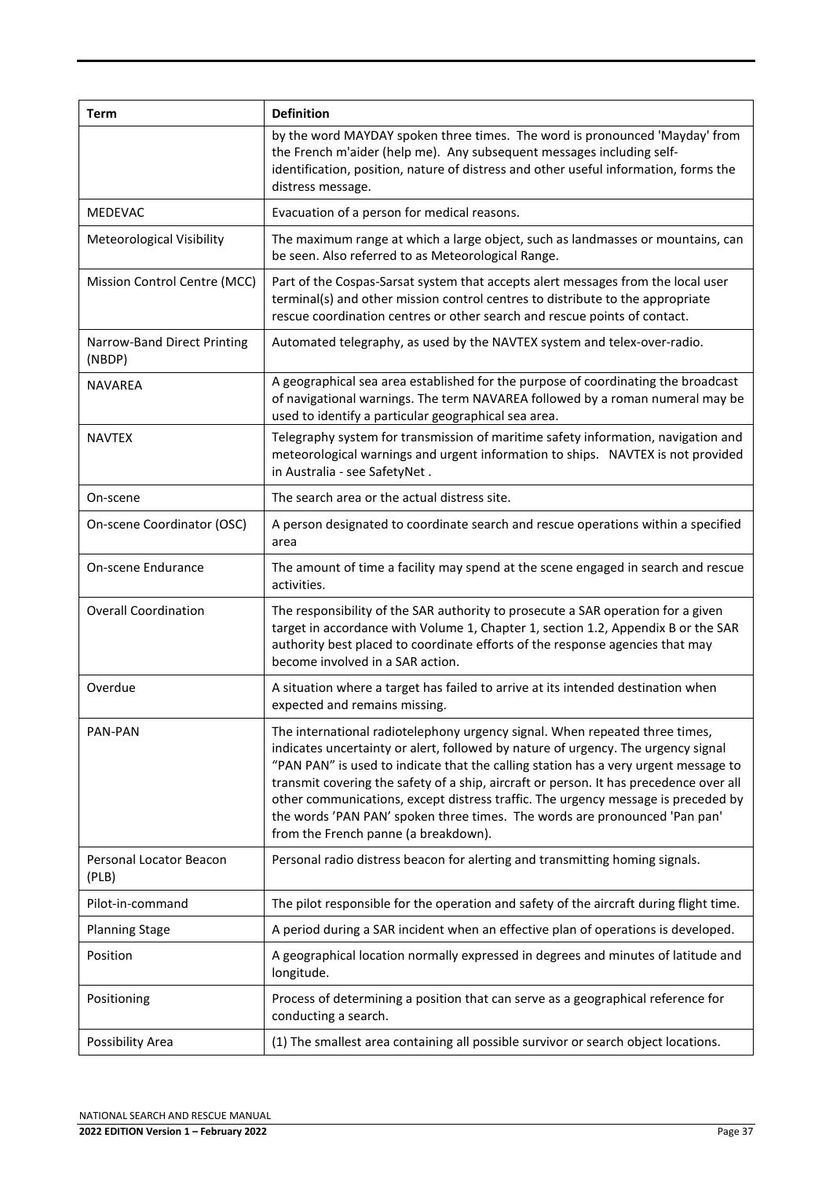| Term | Definition |
|---|---|
| | by the word MAYDAY spoken three times. The word is pronounced 'Mayday' from the French m'aider (help me). Any subsequent messages including self-identification, position, nature of distress and other useful information, forms the distress message. |
| MEDEVAC | Evacuation of a person for medical reasons. |
| Meteorological Visibility | The maximum range at which a large object, such as landmasses or mountains, can be seen. Also referred to as Meteorological Range. |
| Mission Control Centre (MCC) | Part of the Cospas-Sarsat system that accepts alert messages from the local user terminal(s) and other mission control centres to distribute to the appropriate rescue coordination centres or other search and rescue points of contact. |
| Narrow-Band Direct Printing (NBDP) | Automated telegraphy, as used by the NAVTEX system and telex-over-radio. |
| NAVAREA | A geographical sea area established for the purpose of coordinating the broadcast of navigational warnings. The term NAVAREA followed by a roman numeral may be used to identify a particular geographical sea area. |
| NAVTEX | Telegraphy system for transmission of maritime safety information, navigation and meteorological warnings and urgent information to ships. NAVTEX is not provided in Australia - see SafetyNet . |
| On-scene | The search area or the actual distress site. |
| On-scene Coordinator (OSC) | A person designated to coordinate search and rescue operations within a specified area |
| On-scene Endurance | The amount of time a facility may spend at the scene engaged in search and rescue activities. |
| Overall Coordination | The responsibility of the SAR authority to prosecute a SAR operation for a given target in accordance with Volume 1, Chapter 1, section 1.2, Appendix B or the SAR authority best placed to coordinate efforts of the response agencies that may become involved in a SAR action. |
| Overdue | A situation where a target has failed to arrive at its intended destination when expected and remains missing. |
| PAN-PAN | The international radiotelephony urgency signal. When repeated three times, indicates uncertainty or alert, followed by nature of urgency. The urgency signal "PAN PAN" is used to indicate that the calling station has a very urgent message to transmit covering the safety of a ship, aircraft or person. It has precedence over all other communications, except distress traffic. The urgency message is preceded by the words 'PAN PAN' spoken three times. The words are pronounced 'Pan pan' from the French panne (a breakdown). |
| Personal Locator Beacon (PLB) | Personal radio distress beacon for alerting and transmitting homing signals. |
| Pilot-in-command | The pilot responsible for the operation and safety of the aircraft during flight time. |
| Planning Stage | A period during a SAR incident when an effective plan of operations is developed. |
| Position | A geographical location normally expressed in degrees and minutes of latitude and longitude. |
| Positioning | Process of determining a position that can serve as a geographical reference for conducting a search. |
| Possibility Area | (1) The smallest area containing all possible survivor or search object locations. |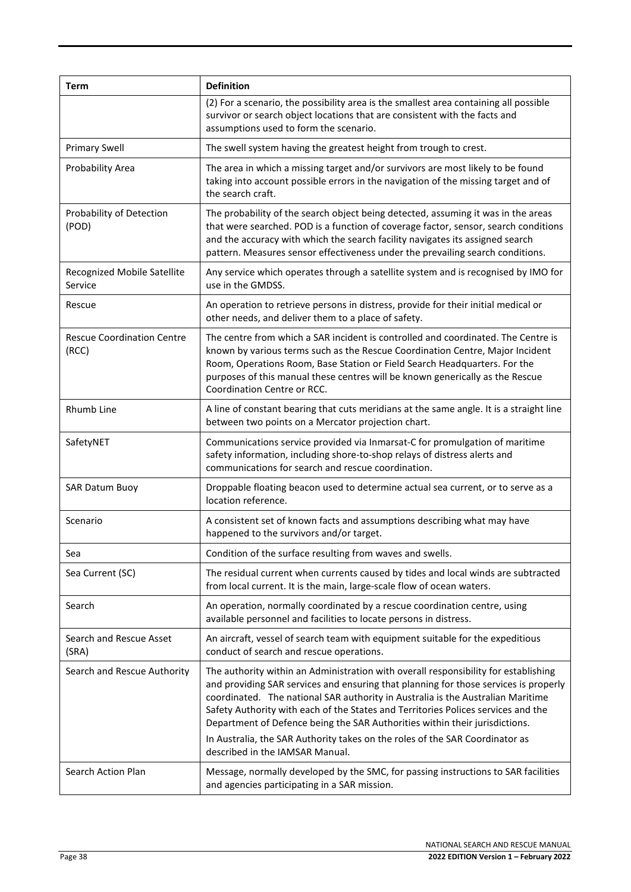| Term | Definition |
|---|---|
| | (2) For a scenario, the possibility area is the smallest area containing all possible survivor or search object locations that are consistent with the facts and assumptions used to form the scenario. |
| Primary Swell | The swell system having the greatest height from trough to crest. |
| Probability Area | The area in which a missing target and/or survivors are most likely to be found taking into account possible errors in the navigation of the missing target and of the search craft. |
| Probability of Detection (POD) | The probability of the search object being detected, assuming it was in the areas that were searched. POD is a function of coverage factor, sensor, search conditions and the accuracy with which the search facility navigates its assigned search pattern. Measures sensor effectiveness under the prevailing search conditions. |
| Recognized Mobile Satellite Service | Any service which operates through a satellite system and is recognised by IMO for use in the GMDSS. |
| Rescue | An operation to retrieve persons in distress, provide for their initial medical or other needs, and deliver them to a place of safety. |
| Rescue Coordination Centre (RCC) | The centre from which a SAR incident is controlled and coordinated. The Centre is known by various terms such as the Rescue Coordination Centre, Major Incident Room, Operations Room, Base Station or Field Search Headquarters. For the purposes of this manual these centres will be known generically as the Rescue Coordination Centre or RCC. |
| Rhumb Line | A line of constant bearing that cuts meridians at the same angle. It is a straight line between two points on a Mercator projection chart. |
| SafetyNET | Communications service provided via Inmarsat-C for promulgation of maritime safety information, including shore-to-shop relays of distress alerts and communications for search and rescue coordination. |
| SAR Datum Buoy | Droppable floating beacon used to determine actual sea current, or to serve as a location reference. |
| Scenario | A consistent set of known facts and assumptions describing what may have happened to the survivors and/or target. |
| Sea | Condition of the surface resulting from waves and swells. |
| Sea Current (SC) | The residual current when currents caused by tides and local winds are subtracted from local current. It is the main, large-scale flow of ocean waters. |
| Search | An operation, normally coordinated by a rescue coordination centre, using available personnel and facilities to locate persons in distress. |
| Search and Rescue Asset (SRA) | An aircraft, vessel of search team with equipment suitable for the expeditious conduct of search and rescue operations. |
| Search and Rescue Authority | The authority within an Administration with overall responsibility for establishing and providing SAR services and ensuring that planning for those services is properly coordinated. The national SAR authority in Australia is the Australian Maritime Safety Authority with each of the States and Territories Polices services and the Department of Defence being the SAR Authorities within their jurisdictions.<br><br>In Australia, the SAR Authority takes on the roles of the SAR Coordinator as described in the IAMSAR Manual. |
| Search Action Plan | Message, normally developed by the SMC, for passing instructions to SAR facilities and agencies participating in a SAR mission. |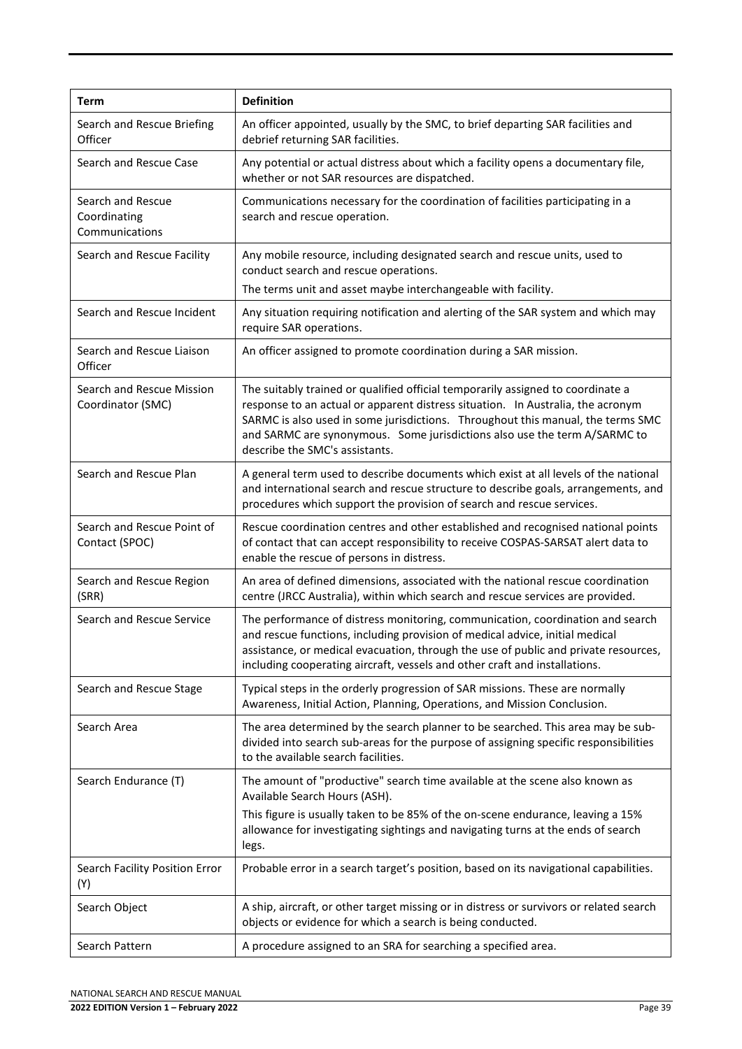| Term | Definition |
|---|---|
| Search and Rescue Briefing Officer | An officer appointed, usually by the SMC, to brief departing SAR facilities and debrief returning SAR facilities. |
| Search and Rescue Case | Any potential or actual distress about which a facility opens a documentary file, whether or not SAR resources are dispatched. |
| Search and Rescue Coordinating Communications | Communications necessary for the coordination of facilities participating in a search and rescue operation. |
| Search and Rescue Facility | Any mobile resource, including designated search and rescue units, used to conduct search and rescue operations.<br>The terms unit and asset maybe interchangeable with facility. |
| Search and Rescue Incident | Any situation requiring notification and alerting of the SAR system and which may require SAR operations. |
| Search and Rescue Liaison Officer | An officer assigned to promote coordination during a SAR mission. |
| Search and Rescue Mission Coordinator (SMC) | The suitably trained or qualified official temporarily assigned to coordinate a response to an actual or apparent distress situation. In Australia, the acronym SARMC is also used in some jurisdictions. Throughout this manual, the terms SMC and SARMC are synonymous. Some jurisdictions also use the term A/SARMC to describe the SMC's assistants. |
| Search and Rescue Plan | A general term used to describe documents which exist at all levels of the national and international search and rescue structure to describe goals, arrangements, and procedures which support the provision of search and rescue services. |
| Search and Rescue Point of Contact (SPOC) | Rescue coordination centres and other established and recognised national points of contact that can accept responsibility to receive COSPAS-SARSAT alert data to enable the rescue of persons in distress. |
| Search and Rescue Region (SRR) | An area of defined dimensions, associated with the national rescue coordination centre (JRCC Australia), within which search and rescue services are provided. |
| Search and Rescue Service | The performance of distress monitoring, communication, coordination and search and rescue functions, including provision of medical advice, initial medical assistance, or medical evacuation, through the use of public and private resources, including cooperating aircraft, vessels and other craft and installations. |
| Search and Rescue Stage | Typical steps in the orderly progression of SAR missions. These are normally Awareness, Initial Action, Planning, Operations, and Mission Conclusion. |
| Search Area | The area determined by the search planner to be searched. This area may be sub-divided into search sub-areas for the purpose of assigning specific responsibilities to the available search facilities. |
| Search Endurance (T) | The amount of "productive" search time available at the scene also known as Available Search Hours (ASH).<br>This figure is usually taken to be 85% of the on-scene endurance, leaving a 15% allowance for investigating sightings and navigating turns at the ends of search legs. |
| Search Facility Position Error (Y) | Probable error in a search target's position, based on its navigational capabilities. |
| Search Object | A ship, aircraft, or other target missing or in distress or survivors or related search objects or evidence for which a search is being conducted. |
| Search Pattern | A procedure assigned to an SRA for searching a specified area. |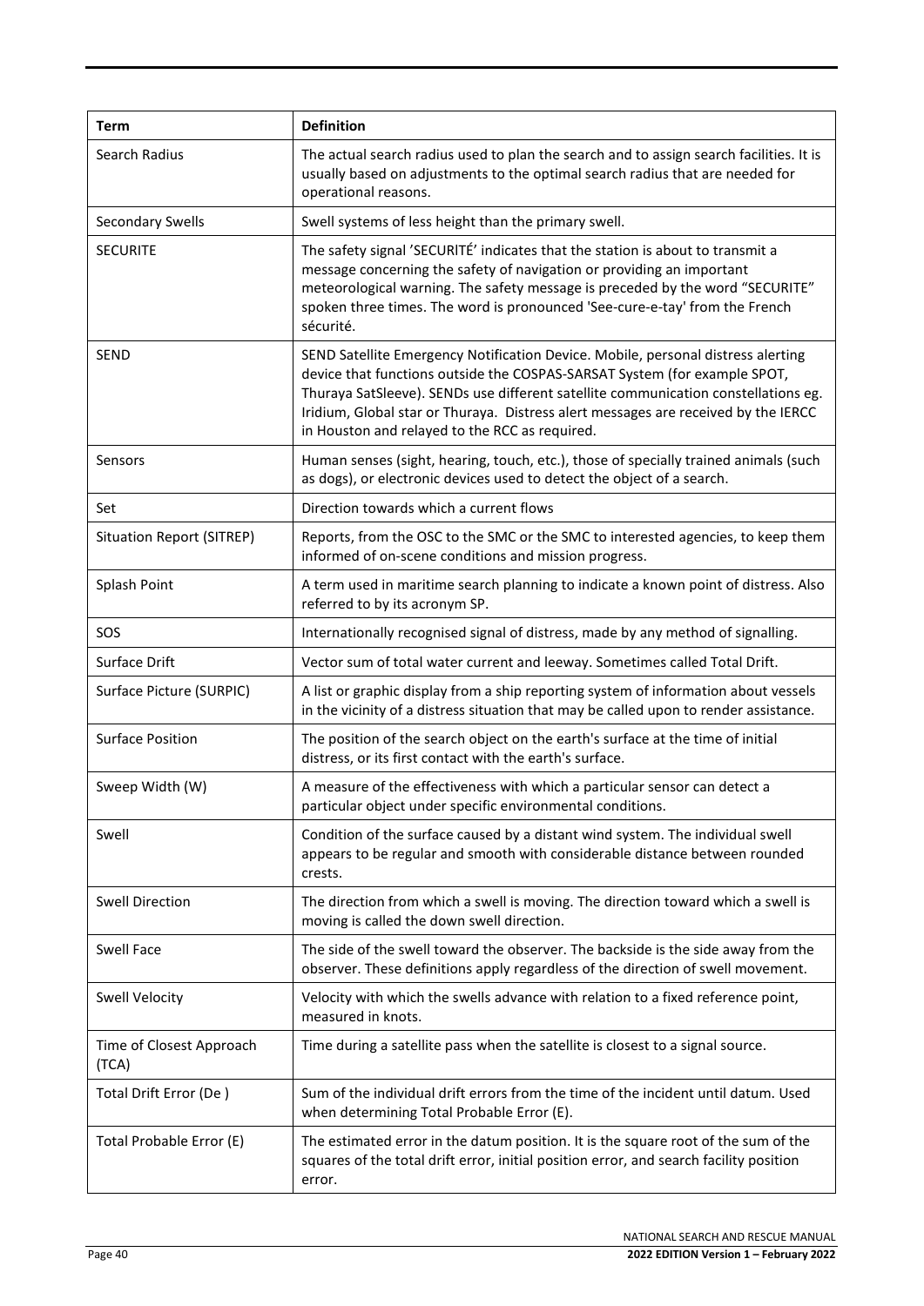| Term | Definition |
| --- | --- |
| Search Radius | The actual search radius used to plan the search and to assign search facilities. It is usually based on adjustments to the optimal search radius that are needed for operational reasons. |
| Secondary Swells | Swell systems of less height than the primary swell. |
| SECURITE | The safety signal 'SECURITÉ' indicates that the station is about to transmit a message concerning the safety of navigation or providing an important meteorological warning. The safety message is preceded by the word "SECURITE" spoken three times. The word is pronounced 'See-cure-e-tay' from the French sécurité. |
| SEND | SEND Satellite Emergency Notification Device. Mobile, personal distress alerting device that functions outside the COSPAS-SARSAT System (for example SPOT, Thuraya SatSleeve). SENDs use different satellite communication constellations eg. Iridium, Global star or Thuraya. Distress alert messages are received by the IERCC in Houston and relayed to the RCC as required. |
| Sensors | Human senses (sight, hearing, touch, etc.), those of specially trained animals (such as dogs), or electronic devices used to detect the object of a search. |
| Set | Direction towards which a current flows |
| Situation Report (SITREP) | Reports, from the OSC to the SMC or the SMC to interested agencies, to keep them informed of on-scene conditions and mission progress. |
| Splash Point | A term used in maritime search planning to indicate a known point of distress. Also referred to by its acronym SP. |
| SOS | Internationally recognised signal of distress, made by any method of signalling. |
| Surface Drift | Vector sum of total water current and leeway. Sometimes called Total Drift. |
| Surface Picture (SURPIC) | A list or graphic display from a ship reporting system of information about vessels in the vicinity of a distress situation that may be called upon to render assistance. |
| Surface Position | The position of the search object on the earth's surface at the time of initial distress, or its first contact with the earth's surface. |
| Sweep Width (W) | A measure of the effectiveness with which a particular sensor can detect a particular object under specific environmental conditions. |
| Swell | Condition of the surface caused by a distant wind system. The individual swell appears to be regular and smooth with considerable distance between rounded crests. |
| Swell Direction | The direction from which a swell is moving. The direction toward which a swell is moving is called the down swell direction. |
| Swell Face | The side of the swell toward the observer. The backside is the side away from the observer. These definitions apply regardless of the direction of swell movement. |
| Swell Velocity | Velocity with which the swells advance with relation to a fixed reference point, measured in knots. |
| Time of Closest Approach (TCA) | Time during a satellite pass when the satellite is closest to a signal source. |
| Total Drift Error (De ) | Sum of the individual drift errors from the time of the incident until datum. Used when determining Total Probable Error (E). |
| Total Probable Error (E) | The estimated error in the datum position. It is the square root of the sum of the squares of the total drift error, initial position error, and search facility position error. |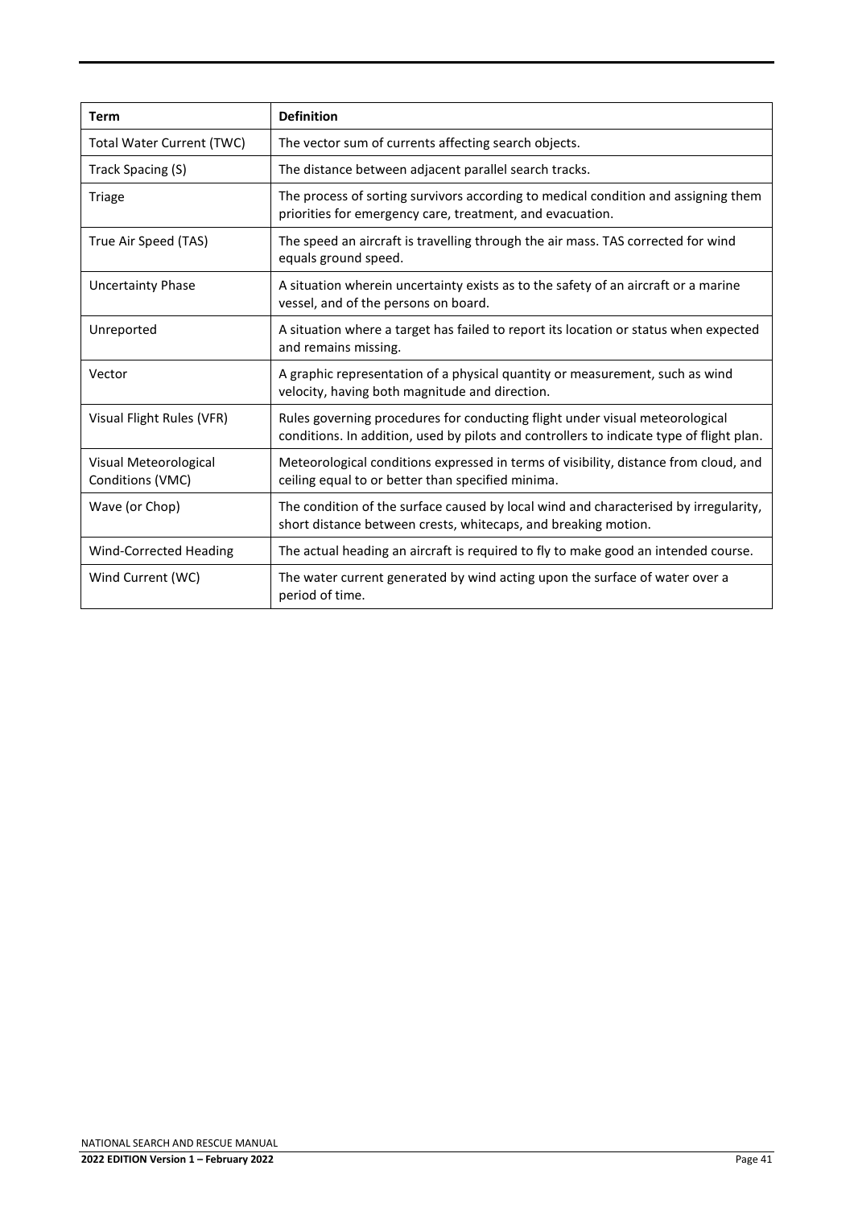| Term | Definition |
|---|---|
| Total Water Current (TWC) | The vector sum of currents affecting search objects. |
| Track Spacing (S) | The distance between adjacent parallel search tracks. |
| Triage | The process of sorting survivors according to medical condition and assigning them priorities for emergency care, treatment, and evacuation. |
| True Air Speed (TAS) | The speed an aircraft is travelling through the air mass. TAS corrected for wind equals ground speed. |
| Uncertainty Phase | A situation wherein uncertainty exists as to the safety of an aircraft or a marine vessel, and of the persons on board. |
| Unreported | A situation where a target has failed to report its location or status when expected and remains missing. |
| Vector | A graphic representation of a physical quantity or measurement, such as wind velocity, having both magnitude and direction. |
| Visual Flight Rules (VFR) | Rules governing procedures for conducting flight under visual meteorological conditions. In addition, used by pilots and controllers to indicate type of flight plan. |
| Visual Meteorological Conditions (VMC) | Meteorological conditions expressed in terms of visibility, distance from cloud, and ceiling equal to or better than specified minima. |
| Wave (or Chop) | The condition of the surface caused by local wind and characterised by irregularity, short distance between crests, whitecaps, and breaking motion. |
| Wind-Corrected Heading | The actual heading an aircraft is required to fly to make good an intended course. |
| Wind Current (WC) | The water current generated by wind acting upon the surface of water over a period of time. |